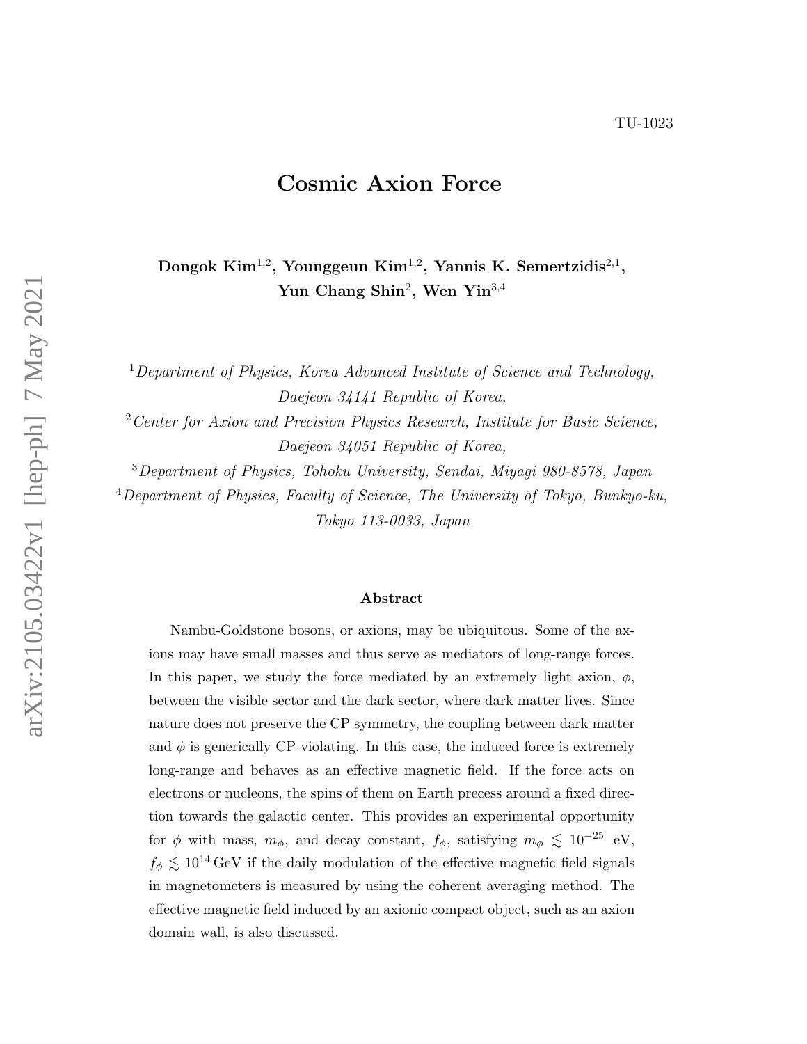TU-1023

# Cosmic Axion Force

**Dongok Kim[1,2], Younggeun Kim[1,2], Yannis K. Semertzidis[2,1], Yun Chang Shin[2], Wen Yin[3,4]**

[1] *Department of Physics, Korea Advanced Institute of Science and Technology, Daejeon 34141 Republic of Korea,*

[2] *Center for Axion and Precision Physics Research, Institute for Basic Science, Daejeon 34051 Republic of Korea,*

[3] *Department of Physics, Tohoku University, Sendai, Miyagi 980-8578, Japan*

[4] *Department of Physics, Faculty of Science, The University of Tokyo, Bunkyo-ku, Tokyo 113-0033, Japan*

## Abstract

Nambu-Goldstone bosons, or axions, may be ubiquitous. Some of the axions may have small masses and thus serve as mediators of long-range forces. In this paper, we study the force mediated by an extremely light axion, $\phi$, between the visible sector and the dark sector, where dark matter lives. Since nature does not preserve the CP symmetry, the coupling between dark matter and $\phi$ is generically CP-violating. In this case, the induced force is extremely long-range and behaves as an effective magnetic field. If the force acts on electrons or nucleons, the spins of them on Earth precess around a fixed direction towards the galactic center. This provides an experimental opportunity for $\phi$ with mass, $m_\phi$, and decay constant, $f_\phi$, satisfying $m_\phi \lesssim 10^{-25}$ eV, $f_\phi \lesssim 10^{14}\,\text{GeV}$ if the daily modulation of the effective magnetic field signals in magnetometers is measured by using the coherent averaging method. The effective magnetic field induced by an axionic compact object, such as an axion domain wall, is also discussed.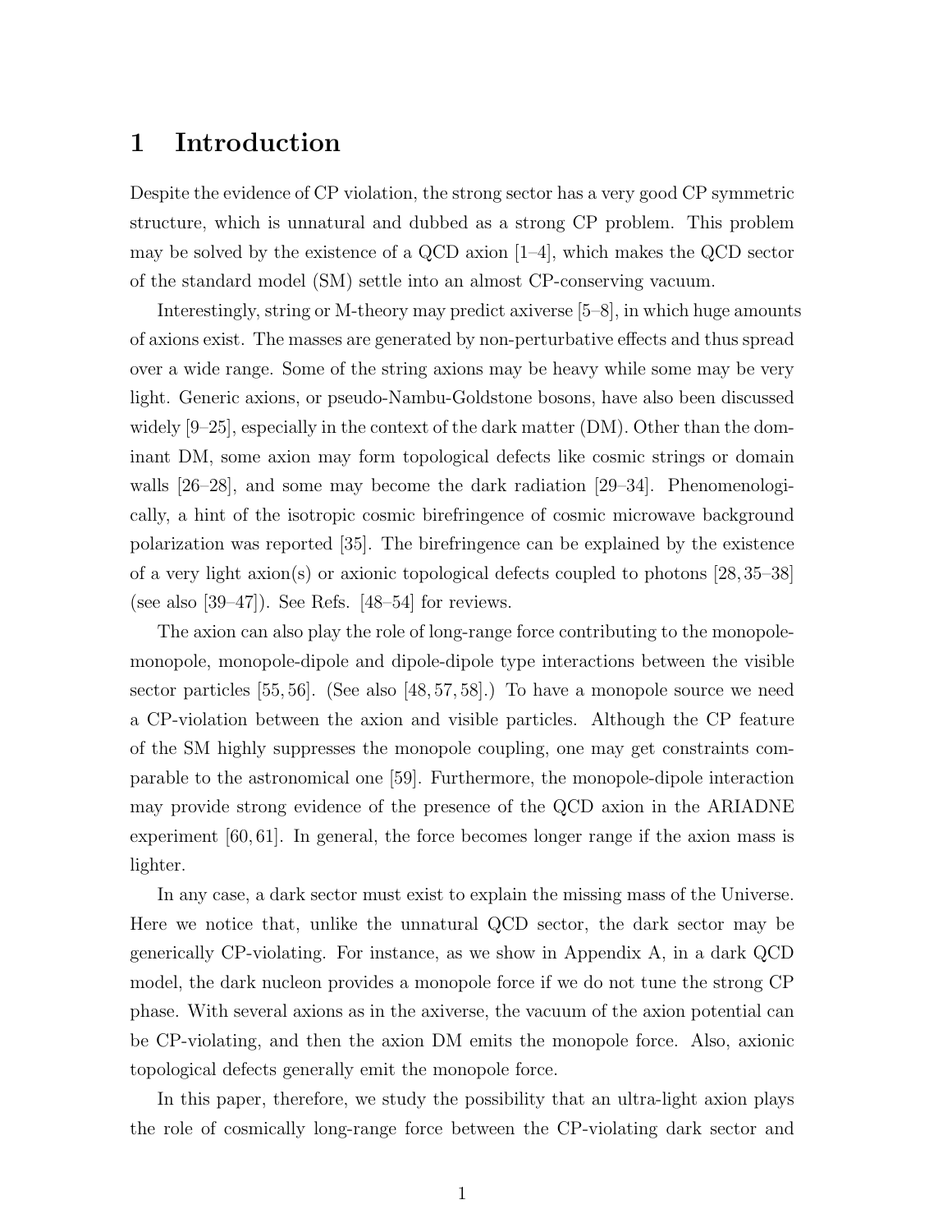# 1 Introduction

Despite the evidence of CP violation, the strong sector has a very good CP symmetric structure, which is unnatural and dubbed as a strong CP problem. This problem may be solved by the existence of a QCD axion [1–4], which makes the QCD sector of the standard model (SM) settle into an almost CP-conserving vacuum.

Interestingly, string or M-theory may predict axiverse [5–8], in which huge amounts of axions exist. The masses are generated by non-perturbative effects and thus spread over a wide range. Some of the string axions may be heavy while some may be very light. Generic axions, or pseudo-Nambu-Goldstone bosons, have also been discussed widely [9–25], especially in the context of the dark matter (DM). Other than the dominant DM, some axion may form topological defects like cosmic strings or domain walls [26–28], and some may become the dark radiation [29–34]. Phenomenologically, a hint of the isotropic cosmic birefringence of cosmic microwave background polarization was reported [35]. The birefringence can be explained by the existence of a very light axion(s) or axionic topological defects coupled to photons [28, 35–38] (see also [39–47]). See Refs. [48–54] for reviews.

The axion can also play the role of long-range force contributing to the monopole-monopole, monopole-dipole and dipole-dipole type interactions between the visible sector particles [55, 56]. (See also [48, 57, 58].) To have a monopole source we need a CP-violation between the axion and visible particles. Although the CP feature of the SM highly suppresses the monopole coupling, one may get constraints comparable to the astronomical one [59]. Furthermore, the monopole-dipole interaction may provide strong evidence of the presence of the QCD axion in the ARIADNE experiment [60, 61]. In general, the force becomes longer range if the axion mass is lighter.

In any case, a dark sector must exist to explain the missing mass of the Universe. Here we notice that, unlike the unnatural QCD sector, the dark sector may be generically CP-violating. For instance, as we show in Appendix A, in a dark QCD model, the dark nucleon provides a monopole force if we do not tune the strong CP phase. With several axions as in the axiverse, the vacuum of the axion potential can be CP-violating, and then the axion DM emits the monopole force. Also, axionic topological defects generally emit the monopole force.

In this paper, therefore, we study the possibility that an ultra-light axion plays the role of cosmically long-range force between the CP-violating dark sector and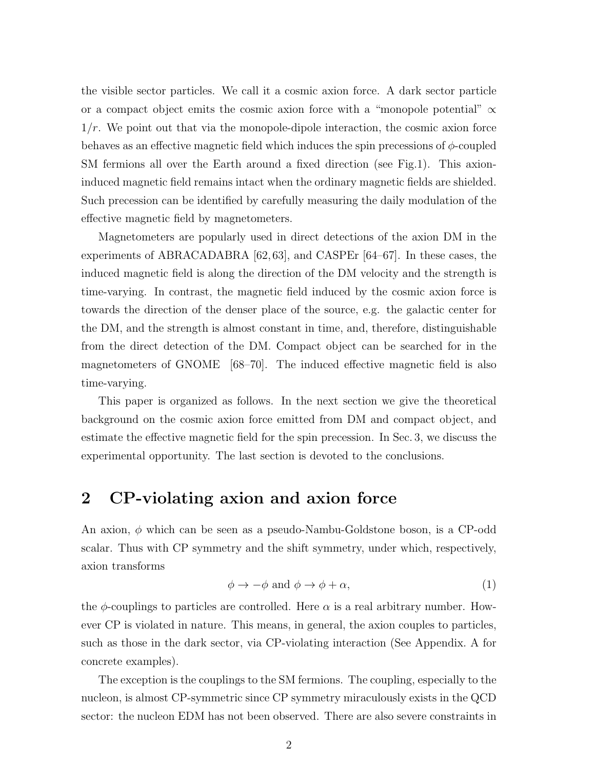the visible sector particles. We call it a cosmic axion force. A dark sector particle or a compact object emits the cosmic axion force with a "monopole potential" $\propto 1/r$. We point out that via the monopole-dipole interaction, the cosmic axion force behaves as an effective magnetic field which induces the spin precessions of $\phi$-coupled SM fermions all over the Earth around a fixed direction (see Fig.1). This axion-induced magnetic field remains intact when the ordinary magnetic fields are shielded. Such precession can be identified by carefully measuring the daily modulation of the effective magnetic field by magnetometers.

Magnetometers are popularly used in direct detections of the axion DM in the experiments of ABRACADABRA [62,63], and CASPEr [64–67]. In these cases, the induced magnetic field is along the direction of the DM velocity and the strength is time-varying. In contrast, the magnetic field induced by the cosmic axion force is towards the direction of the denser place of the source, e.g. the galactic center for the DM, and the strength is almost constant in time, and, therefore, distinguishable from the direct detection of the DM. Compact object can be searched for in the magnetometers of GNOME [68–70]. The induced effective magnetic field is also time-varying.

This paper is organized as follows. In the next section we give the theoretical background on the cosmic axion force emitted from DM and compact object, and estimate the effective magnetic field for the spin precession. In Sec. 3, we discuss the experimental opportunity. The last section is devoted to the conclusions.

## 2 CP-violating axion and axion force

An axion, $\phi$ which can be seen as a pseudo-Nambu-Goldstone boson, is a CP-odd scalar. Thus with CP symmetry and the shift symmetry, under which, respectively, axion transforms

$$\phi \to -\phi \text{ and } \phi \to \phi + \alpha, \tag{1}$$

the $\phi$-couplings to particles are controlled. Here $\alpha$ is a real arbitrary number. However CP is violated in nature. This means, in general, the axion couples to particles, such as those in the dark sector, via CP-violating interaction (See Appendix. A for concrete examples).

The exception is the couplings to the SM fermions. The coupling, especially to the nucleon, is almost CP-symmetric since CP symmetry miraculously exists in the QCD sector: the nucleon EDM has not been observed. There are also severe constraints in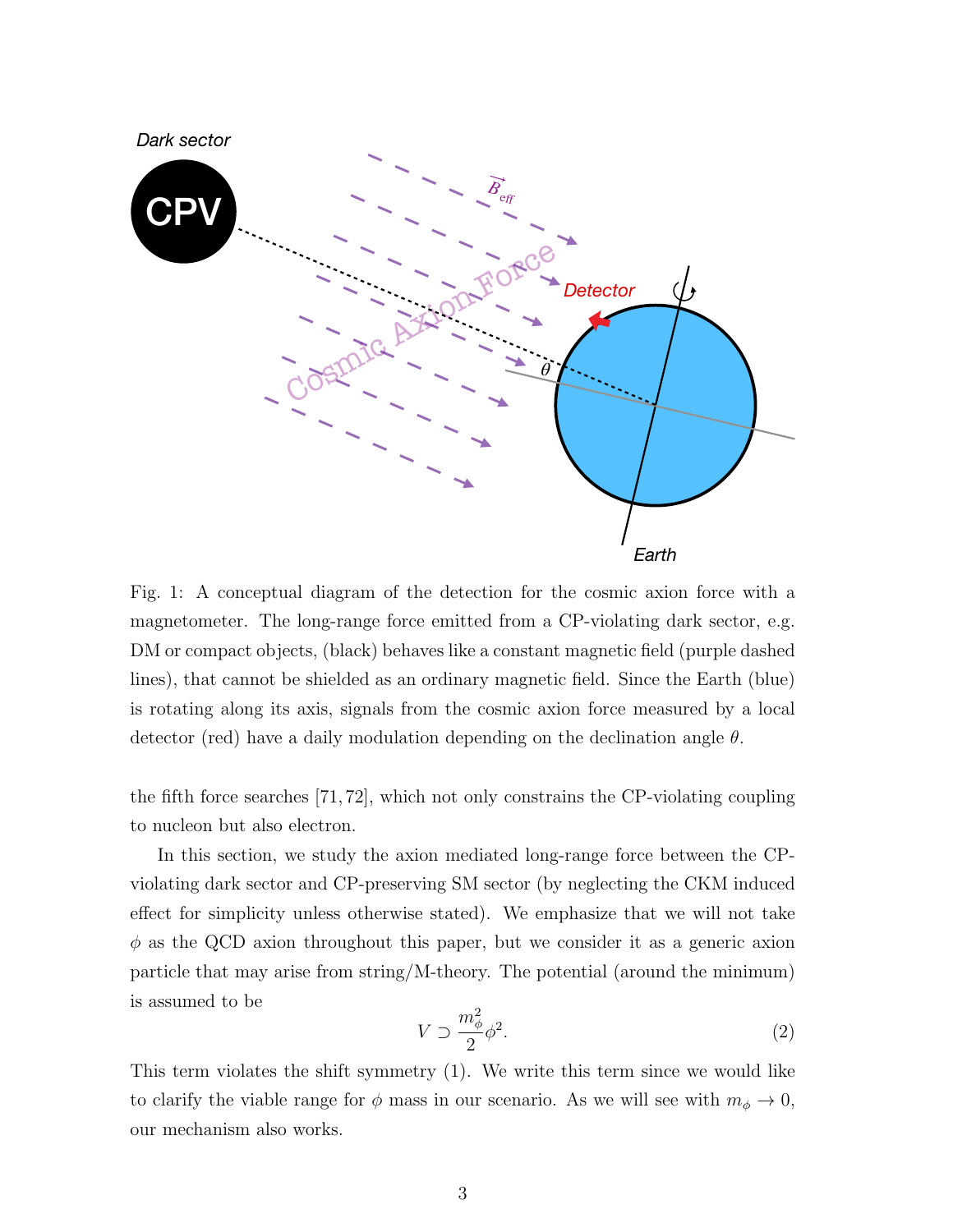Fig. 1: A conceptual diagram of the detection for the cosmic axion force with a magnetometer. The long-range force emitted from a CP-violating dark sector, e.g. DM or compact objects, (black) behaves like a constant magnetic field (purple dashed lines), that cannot be shielded as an ordinary magnetic field. Since the Earth (blue) is rotating along its axis, signals from the cosmic axion force measured by a local detector (red) have a daily modulation depending on the declination angle $\theta$.

the fifth force searches [71, 72], which not only constrains the CP-violating coupling to nucleon but also electron.

In this section, we study the axion mediated long-range force between the CP-violating dark sector and CP-preserving SM sector (by neglecting the CKM induced effect for simplicity unless otherwise stated). We emphasize that we will not take $\phi$ as the QCD axion throughout this paper, but we consider it as a generic axion particle that may arise from string/M-theory. The potential (around the minimum) is assumed to be

$$V \supset \frac{m_\phi^2}{2}\phi^2. \tag{2}$$

This term violates the shift symmetry (1). We write this term since we would like to clarify the viable range for $\phi$ mass in our scenario. As we will see with $m_\phi \to 0$, our mechanism also works.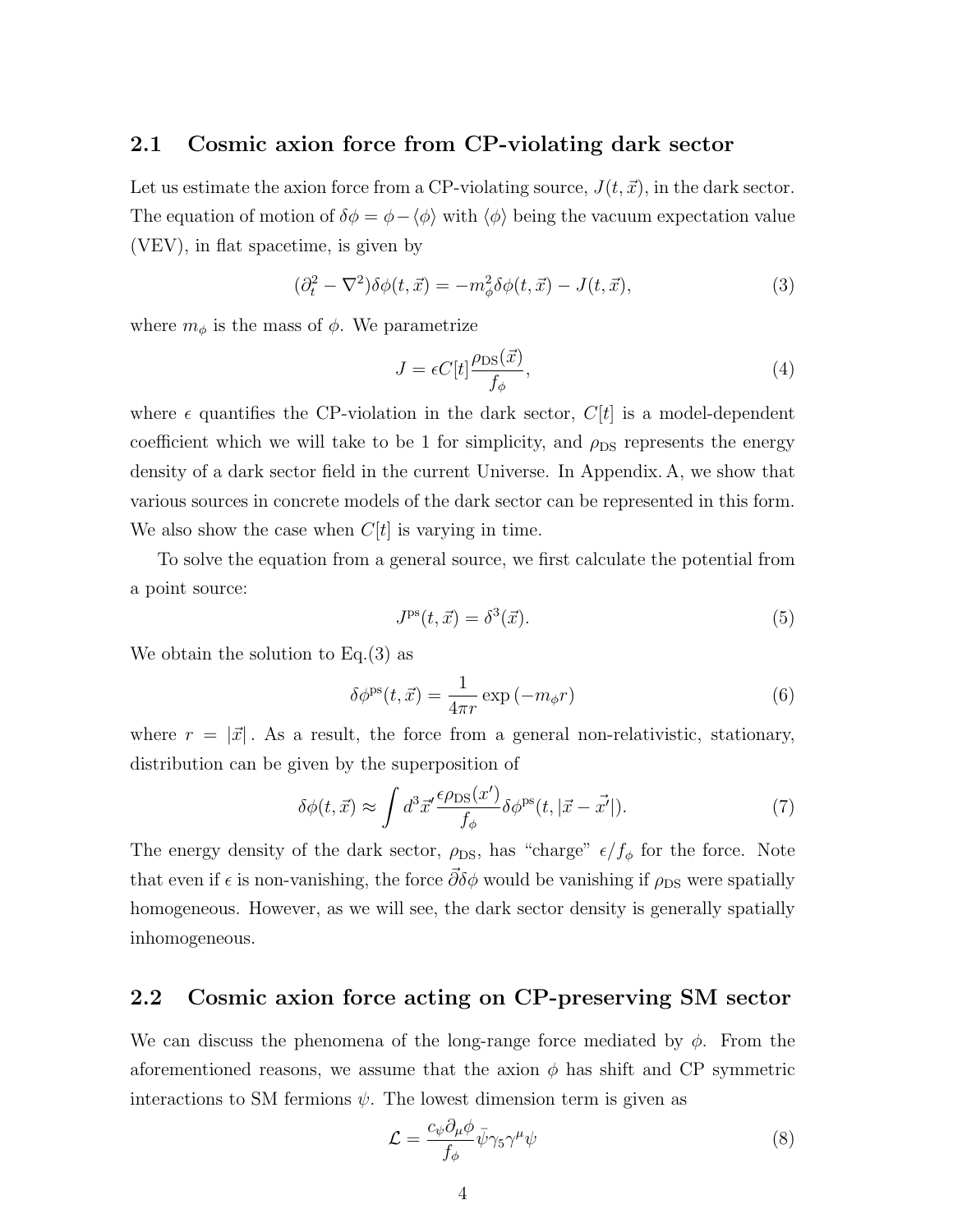### 2.1 Cosmic axion force from CP-violating dark sector

Let us estimate the axion force from a CP-violating source, $J(t, \vec{x})$, in the dark sector. The equation of motion of $\delta\phi = \phi - \langle\phi\rangle$ with $\langle\phi\rangle$ being the vacuum expectation value (VEV), in flat spacetime, is given by

$$(\partial_t^2 - \nabla^2)\delta\phi(t, \vec{x}) = -m_\phi^2 \delta\phi(t, \vec{x}) - J(t, \vec{x}), \tag{3}$$

where $m_\phi$ is the mass of $\phi$. We parametrize

$$J = \epsilon C[t] \frac{\rho_{\rm DS}(\vec{x})}{f_\phi}, \tag{4}$$

where $\epsilon$ quantifies the CP-violation in the dark sector, $C[t]$ is a model-dependent coefficient which we will take to be 1 for simplicity, and $\rho_{\rm DS}$ represents the energy density of a dark sector field in the current Universe. In Appendix. A, we show that various sources in concrete models of the dark sector can be represented in this form. We also show the case when $C[t]$ is varying in time.

To solve the equation from a general source, we first calculate the potential from a point source:

$$J^{\rm ps}(t, \vec{x}) = \delta^3(\vec{x}). \tag{5}$$

We obtain the solution to Eq.(3) as

$$\delta\phi^{\rm ps}(t, \vec{x}) = \frac{1}{4\pi r} \exp\left(-m_\phi r\right) \tag{6}$$

where $r = |\vec{x}|$ . As a result, the force from a general non-relativistic, stationary, distribution can be given by the superposition of

$$\delta\phi(t, \vec{x}) \approx \int d^3\vec{x}' \frac{\epsilon \rho_{\rm DS}(x')}{f_\phi} \delta\phi^{\rm ps}(t, |\vec{x} - \vec{x'}|). \tag{7}$$

The energy density of the dark sector, $\rho_{\rm DS}$, has "charge" $\epsilon/f_\phi$ for the force. Note that even if $\epsilon$ is non-vanishing, the force $\vec{\partial}\delta\phi$ would be vanishing if $\rho_{\rm DS}$ were spatially homogeneous. However, as we will see, the dark sector density is generally spatially inhomogeneous.

### 2.2 Cosmic axion force acting on CP-preserving SM sector

We can discuss the phenomena of the long-range force mediated by $\phi$. From the aforementioned reasons, we assume that the axion $\phi$ has shift and CP symmetric interactions to SM fermions $\psi$. The lowest dimension term is given as

$$\mathcal{L} = \frac{c_\psi \partial_\mu \phi}{f_\phi} \bar{\psi}\gamma_5\gamma^\mu\psi \tag{8}$$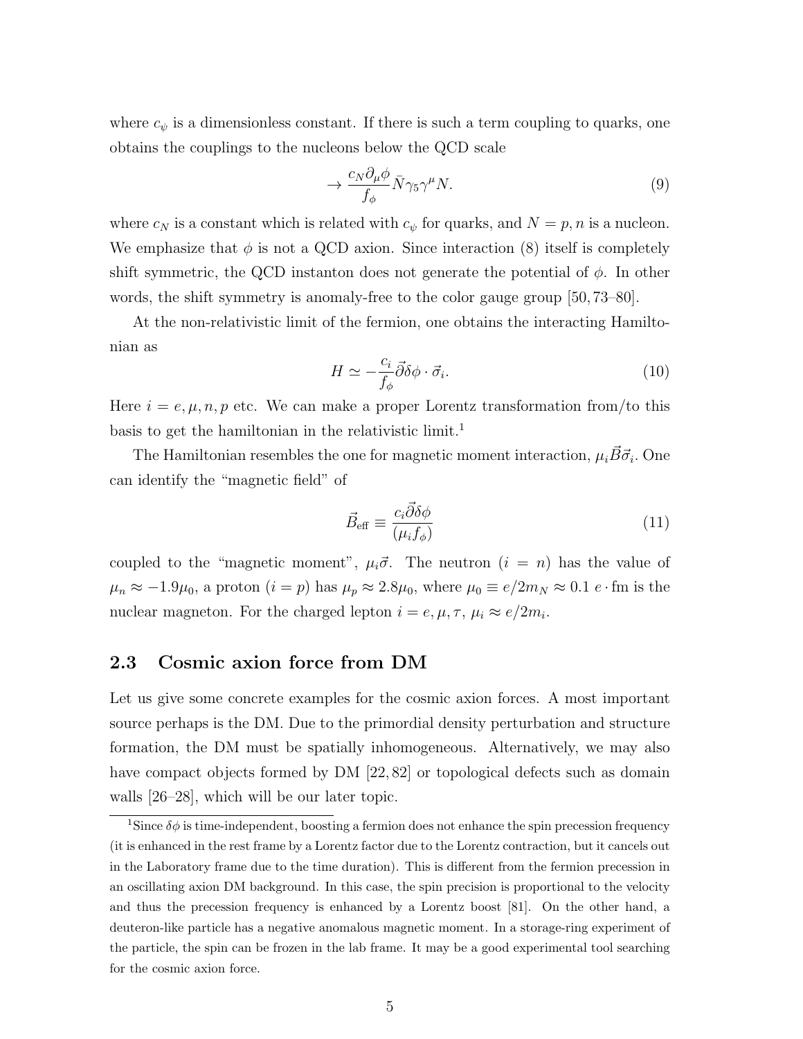where $c_\psi$ is a dimensionless constant. If there is such a term coupling to quarks, one obtains the couplings to the nucleons below the QCD scale

$$\rightarrow \frac{c_N \partial_\mu \phi}{f_\phi} \bar{N} \gamma_5 \gamma^\mu N. \tag{9}$$

where $c_N$ is a constant which is related with $c_\psi$ for quarks, and $N = p, n$ is a nucleon. We emphasize that $\phi$ is not a QCD axion. Since interaction (8) itself is completely shift symmetric, the QCD instanton does not generate the potential of $\phi$. In other words, the shift symmetry is anomaly-free to the color gauge group [50, 73–80].

At the non-relativistic limit of the fermion, one obtains the interacting Hamiltonian as

$$H \simeq -\frac{c_i}{f_\phi} \vec{\partial} \delta\phi \cdot \vec{\sigma}_i. \tag{10}$$

Here $i = e, \mu, n, p$ etc. We can make a proper Lorentz transformation from/to this basis to get the hamiltonian in the relativistic limit.[1]

The Hamiltonian resembles the one for magnetic moment interaction, $\mu_i \vec{B} \vec{\sigma}_i$. One can identify the "magnetic field" of

$$\vec{B}_{\text{eff}} \equiv \frac{c_i \vec{\partial} \delta\phi}{(\mu_i f_\phi)} \tag{11}$$

coupled to the "magnetic moment", $\mu_i \vec{\sigma}$. The neutron ($i = n$) has the value of $\mu_n \approx -1.9\mu_0$, a proton ($i = p$) has $\mu_p \approx 2.8\mu_0$, where $\mu_0 \equiv e/2m_N \approx 0.1\, e \cdot \text{fm}$ is the nuclear magneton. For the charged lepton $i = e, \mu, \tau$, $\mu_i \approx e/2m_i$.

### 2.3 Cosmic axion force from DM

Let us give some concrete examples for the cosmic axion forces. A most important source perhaps is the DM. Due to the primordial density perturbation and structure formation, the DM must be spatially inhomogeneous. Alternatively, we may also have compact objects formed by DM [22, 82] or topological defects such as domain walls [26–28], which will be our later topic.

[1] Since $\delta\phi$ is time-independent, boosting a fermion does not enhance the spin precession frequency (it is enhanced in the rest frame by a Lorentz factor due to the Lorentz contraction, but it cancels out in the Laboratory frame due to the time duration). This is different from the fermion precession in an oscillating axion DM background. In this case, the spin precision is proportional to the velocity and thus the precession frequency is enhanced by a Lorentz boost [81]. On the other hand, a deuteron-like particle has a negative anomalous magnetic moment. In a storage-ring experiment of the particle, the spin can be frozen in the lab frame. It may be a good experimental tool searching for the cosmic axion force.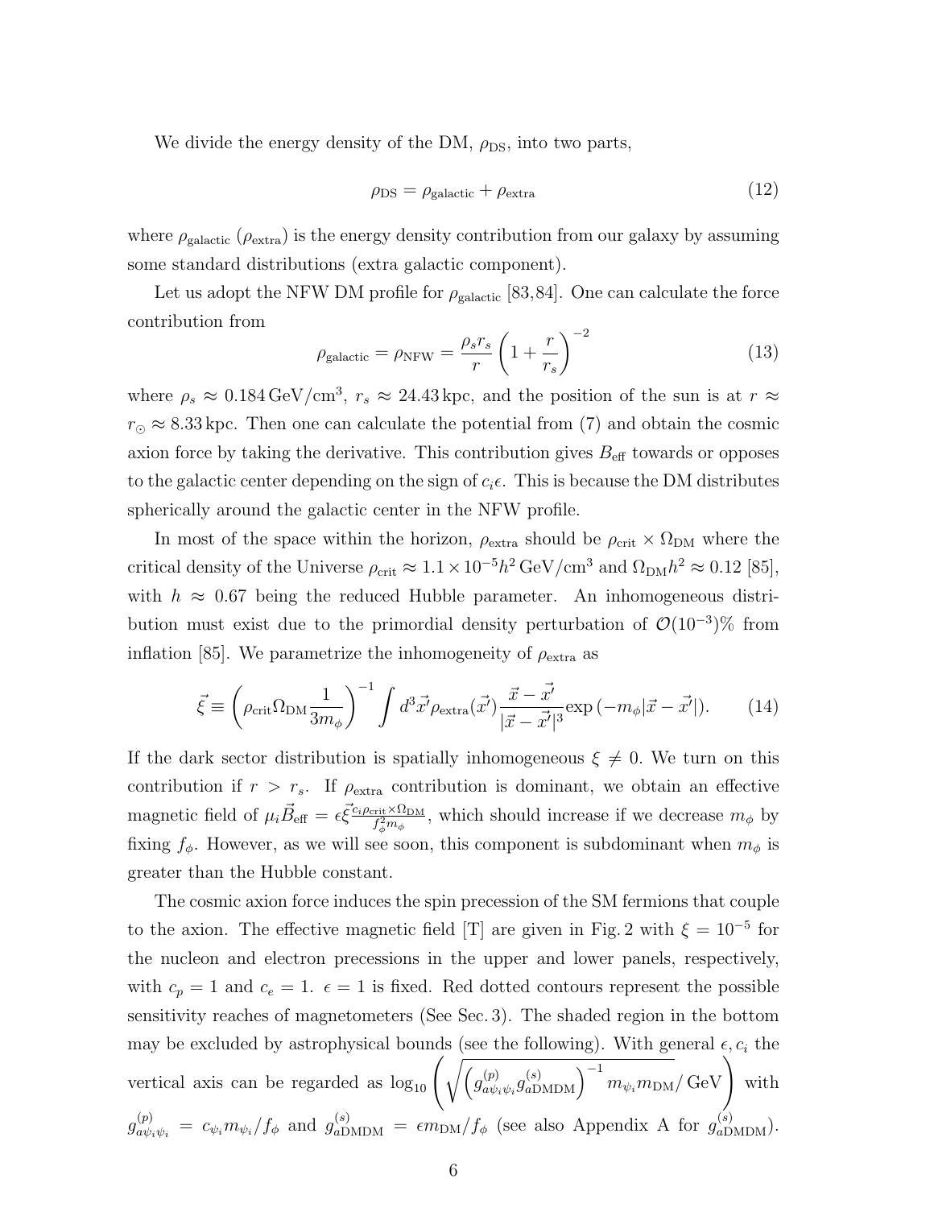We divide the energy density of the DM, $\rho_{\rm DS}$, into two parts,

$$\rho_{\rm DS} = \rho_{\rm galactic} + \rho_{\rm extra} \tag{12}$$

where $\rho_{\rm galactic}$ ($\rho_{\rm extra}$) is the energy density contribution from our galaxy by assuming some standard distributions (extra galactic component).

Let us adopt the NFW DM profile for $\rho_{\rm galactic}$ [83,84]. One can calculate the force contribution from

$$\rho_{\rm galactic} = \rho_{\rm NFW} = \frac{\rho_s r_s}{r}\left(1+\frac{r}{r_s}\right)^{-2} \tag{13}$$

where $\rho_s \approx 0.184\,{\rm GeV/cm^3}$, $r_s \approx 24.43\,{\rm kpc}$, and the position of the sun is at $r \approx r_\odot \approx 8.33\,{\rm kpc}$. Then one can calculate the potential from (7) and obtain the cosmic axion force by taking the derivative. This contribution gives $B_{\rm eff}$ towards or opposes to the galactic center depending on the sign of $c_i\epsilon$. This is because the DM distributes spherically around the galactic center in the NFW profile.

In most of the space within the horizon, $\rho_{\rm extra}$ should be $\rho_{\rm crit}\times\Omega_{\rm DM}$ where the critical density of the Universe $\rho_{\rm crit}\approx 1.1\times 10^{-5}h^2\,{\rm GeV/cm^3}$ and $\Omega_{\rm DM}h^2\approx 0.12$ [85], with $h\approx 0.67$ being the reduced Hubble parameter. An inhomogeneous distribution must exist due to the primordial density perturbation of $\mathcal{O}(10^{-3})\%$ from inflation [85]. We parametrize the inhomogeneity of $\rho_{\rm extra}$ as

$$\vec{\xi} \equiv \left(\rho_{\rm crit}\Omega_{\rm DM}\frac{1}{3m_\phi}\right)^{-1}\int d^3\vec{x}'\rho_{\rm extra}(\vec{x}')\frac{\vec{x}-\vec{x}'}{|\vec{x}-\vec{x}'|^3}\exp\left(-m_\phi|\vec{x}-\vec{x}'|\right). \tag{14}$$

If the dark sector distribution is spatially inhomogeneous $\xi\neq 0$. We turn on this contribution if $r > r_s$. If $\rho_{\rm extra}$ contribution is dominant, we obtain an effective magnetic field of $\mu_i\vec{B}_{\rm eff} = \epsilon\vec{\xi}\frac{c_i\rho_{\rm crit}\times\Omega_{\rm DM}}{f_\phi^2 m_\phi}$, which should increase if we decrease $m_\phi$ by fixing $f_\phi$. However, as we will see soon, this component is subdominant when $m_\phi$ is greater than the Hubble constant.

The cosmic axion force induces the spin precession of the SM fermions that couple to the axion. The effective magnetic field [T] are given in Fig. 2 with $\xi = 10^{-5}$ for the nucleon and electron precessions in the upper and lower panels, respectively, with $c_p = 1$ and $c_e = 1$. $\epsilon = 1$ is fixed. Red dotted contours represent the possible sensitivity reaches of magnetometers (See Sec. 3). The shaded region in the bottom may be excluded by astrophysical bounds (see the following). With general $\epsilon, c_i$ the vertical axis can be regarded as $\log_{10}\left(\sqrt{\left(g^{(p)}_{a\psi_i\psi_i}g^{(s)}_{a{\rm DMDM}}\right)^{-1}m_{\psi_i}m_{\rm DM}}/\,{\rm GeV}\right)$ with $g^{(p)}_{a\psi_i\psi_i} = c_{\psi_i}m_{\psi_i}/f_\phi$ and $g^{(s)}_{a{\rm DMDM}} = \epsilon m_{\rm DM}/f_\phi$ (see also Appendix A for $g^{(s)}_{a{\rm DMDM}}$).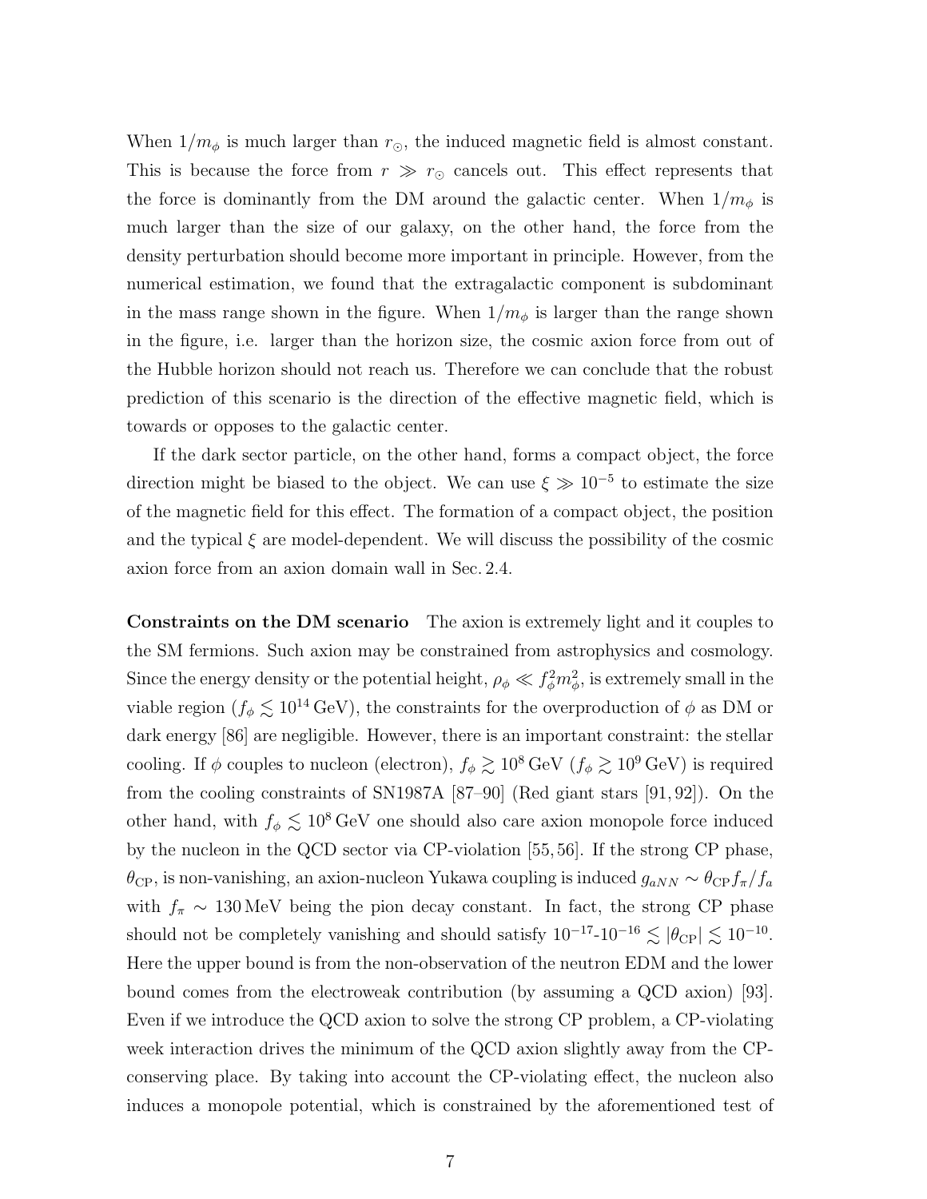When $1/m_\phi$ is much larger than $r_\odot$, the induced magnetic field is almost constant. This is because the force from $r \gg r_\odot$ cancels out. This effect represents that the force is dominantly from the DM around the galactic center. When $1/m_\phi$ is much larger than the size of our galaxy, on the other hand, the force from the density perturbation should become more important in principle. However, from the numerical estimation, we found that the extragalactic component is subdominant in the mass range shown in the figure. When $1/m_\phi$ is larger than the range shown in the figure, i.e. larger than the horizon size, the cosmic axion force from out of the Hubble horizon should not reach us. Therefore we can conclude that the robust prediction of this scenario is the direction of the effective magnetic field, which is towards or opposes to the galactic center.

If the dark sector particle, on the other hand, forms a compact object, the force direction might be biased to the object. We can use $\xi \gg 10^{-5}$ to estimate the size of the magnetic field for this effect. The formation of a compact object, the position and the typical $\xi$ are model-dependent. We will discuss the possibility of the cosmic axion force from an axion domain wall in Sec. 2.4.

**Constraints on the DM scenario** The axion is extremely light and it couples to the SM fermions. Such axion may be constrained from astrophysics and cosmology. Since the energy density or the potential height, $\rho_\phi \ll f_\phi^2 m_\phi^2$, is extremely small in the viable region ($f_\phi \lesssim 10^{14}\,\text{GeV}$), the constraints for the overproduction of $\phi$ as DM or dark energy [86] are negligible. However, there is an important constraint: the stellar cooling. If $\phi$ couples to nucleon (electron), $f_\phi \gtrsim 10^8\,\text{GeV}$ ($f_\phi \gtrsim 10^9\,\text{GeV}$) is required from the cooling constraints of SN1987A [87–90] (Red giant stars [91, 92]). On the other hand, with $f_\phi \lesssim 10^8\,\text{GeV}$ one should also care axion monopole force induced by the nucleon in the QCD sector via CP-violation [55, 56]. If the strong CP phase, $\theta_{\text{CP}}$, is non-vanishing, an axion-nucleon Yukawa coupling is induced $g_{aNN} \sim \theta_{\text{CP}} f_\pi / f_a$ with $f_\pi \sim 130\,\text{MeV}$ being the pion decay constant. In fact, the strong CP phase should not be completely vanishing and should satisfy $10^{-17}$-$10^{-16} \lesssim |\theta_{\text{CP}}| \lesssim 10^{-10}$. Here the upper bound is from the non-observation of the neutron EDM and the lower bound comes from the electroweak contribution (by assuming a QCD axion) [93]. Even if we introduce the QCD axion to solve the strong CP problem, a CP-violating week interaction drives the minimum of the QCD axion slightly away from the CP-conserving place. By taking into account the CP-violating effect, the nucleon also induces a monopole potential, which is constrained by the aforementioned test of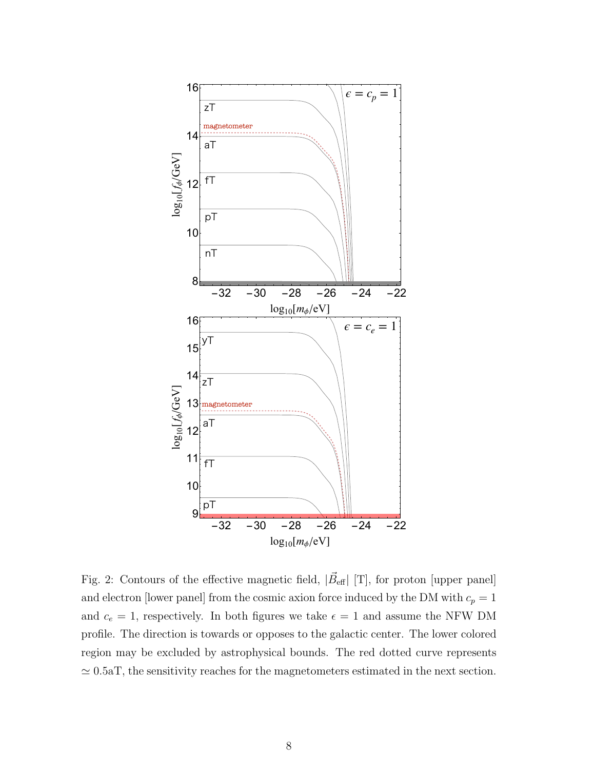Fig. 2: Contours of the effective magnetic field, $|\vec{B}_{\rm eff}|$ [T], for proton [upper panel] and electron [lower panel] from the cosmic axion force induced by the DM with $c_p = 1$ and $c_e = 1$, respectively. In both figures we take $\epsilon = 1$ and assume the NFW DM profile. The direction is towards or opposes to the galactic center. The lower colored region may be excluded by astrophysical bounds. The red dotted curve represents $\simeq 0.5$aT, the sensitivity reaches for the magnetometers estimated in the next section.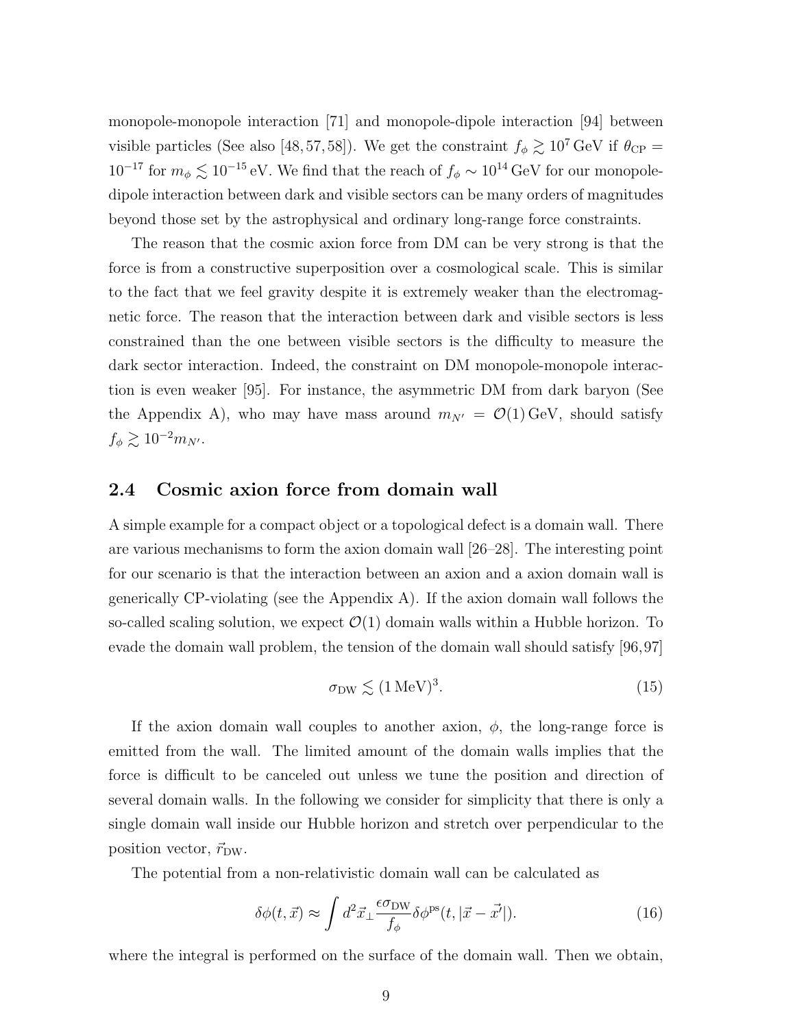monopole-monopole interaction [71] and monopole-dipole interaction [94] between visible particles (See also [48, 57, 58]). We get the constraint $f_\phi \gtrsim 10^7\,\mathrm{GeV}$ if $\theta_{\mathrm{CP}} = 10^{-17}$ for $m_\phi \lesssim 10^{-15}\,\mathrm{eV}$. We find that the reach of $f_\phi \sim 10^{14}\,\mathrm{GeV}$ for our monopole-dipole interaction between dark and visible sectors can be many orders of magnitudes beyond those set by the astrophysical and ordinary long-range force constraints.

The reason that the cosmic axion force from DM can be very strong is that the force is from a constructive superposition over a cosmological scale. This is similar to the fact that we feel gravity despite it is extremely weaker than the electromagnetic force. The reason that the interaction between dark and visible sectors is less constrained than the one between visible sectors is the difficulty to measure the dark sector interaction. Indeed, the constraint on DM monopole-monopole interaction is even weaker [95]. For instance, the asymmetric DM from dark baryon (See the Appendix A), who may have mass around $m_{N'} = \mathcal{O}(1)\,\mathrm{GeV}$, should satisfy $f_\phi \gtrsim 10^{-2} m_{N'}$.

## 2.4 Cosmic axion force from domain wall

A simple example for a compact object or a topological defect is a domain wall. There are various mechanisms to form the axion domain wall [26–28]. The interesting point for our scenario is that the interaction between an axion and a axion domain wall is generically CP-violating (see the Appendix A). If the axion domain wall follows the so-called scaling solution, we expect $\mathcal{O}(1)$ domain walls within a Hubble horizon. To evade the domain wall problem, the tension of the domain wall should satisfy [96, 97]

$$\sigma_{\mathrm{DW}} \lesssim (1\,\mathrm{MeV})^3. \tag{15}$$

If the axion domain wall couples to another axion, $\phi$, the long-range force is emitted from the wall. The limited amount of the domain walls implies that the force is difficult to be canceled out unless we tune the position and direction of several domain walls. In the following we consider for simplicity that there is only a single domain wall inside our Hubble horizon and stretch over perpendicular to the position vector, $\vec{r}_{\mathrm{DW}}$.

The potential from a non-relativistic domain wall can be calculated as

$$\delta\phi(t, \vec{x}) \approx \int d^2\vec{x}_\perp \frac{\epsilon \sigma_{\mathrm{DW}}}{f_\phi} \delta\phi^{\mathrm{ps}}(t, |\vec{x} - \vec{x}'|). \tag{16}$$

where the integral is performed on the surface of the domain wall. Then we obtain,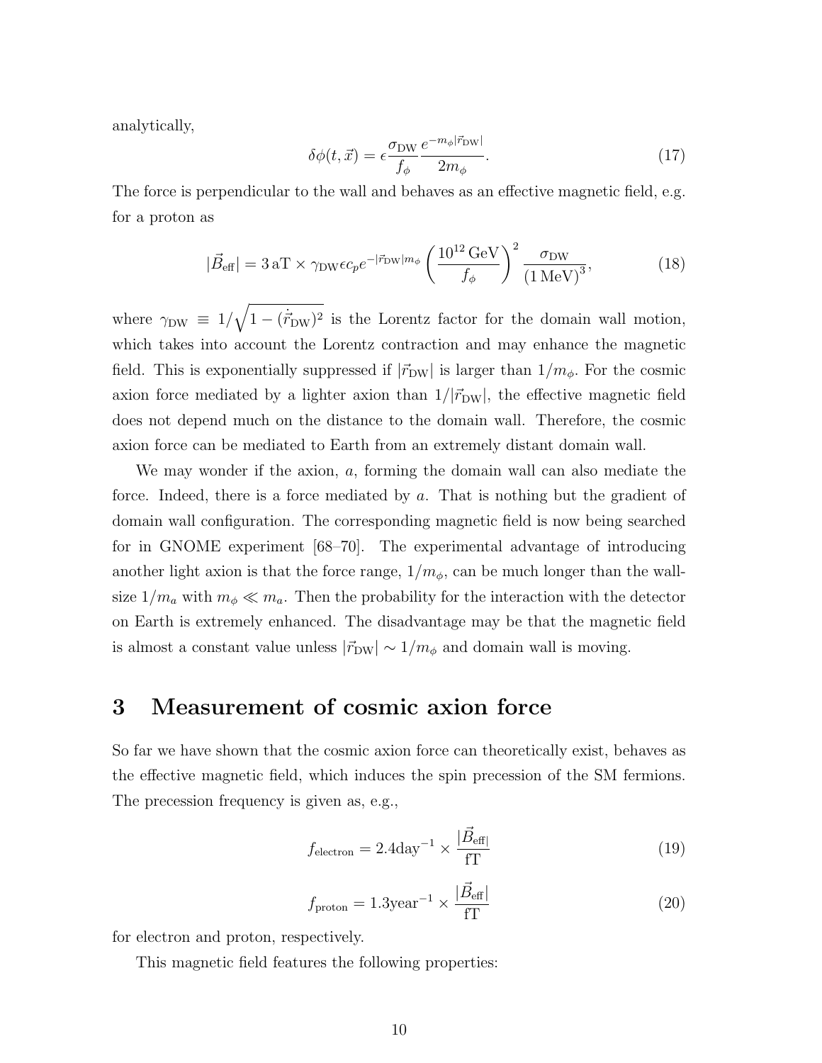analytically,

$$\delta\phi(t,\vec{x}) = \epsilon \frac{\sigma_{\rm DW}}{f_\phi} \frac{e^{-m_\phi |\vec{r}_{\rm DW}|}}{2m_\phi}. \tag{17}$$

The force is perpendicular to the wall and behaves as an effective magnetic field, e.g. for a proton as

$$|\vec{B}_{\rm eff}| = 3\,{\rm aT} \times \gamma_{\rm DW} \epsilon c_p e^{-|\vec{r}_{\rm DW}| m_\phi} \left(\frac{10^{12}\,{\rm GeV}}{f_\phi}\right)^2 \frac{\sigma_{\rm DW}}{(1\,{\rm MeV})^3}, \tag{18}$$

where $\gamma_{\rm DW} \equiv 1/\sqrt{1-(\dot{\vec{r}}_{\rm DW})^2}$ is the Lorentz factor for the domain wall motion, which takes into account the Lorentz contraction and may enhance the magnetic field. This is exponentially suppressed if $|\vec{r}_{\rm DW}|$ is larger than $1/m_\phi$. For the cosmic axion force mediated by a lighter axion than $1/|\vec{r}_{\rm DW}|$, the effective magnetic field does not depend much on the distance to the domain wall. Therefore, the cosmic axion force can be mediated to Earth from an extremely distant domain wall.

We may wonder if the axion, $a$, forming the domain wall can also mediate the force. Indeed, there is a force mediated by $a$. That is nothing but the gradient of domain wall configuration. The corresponding magnetic field is now being searched for in GNOME experiment [68–70]. The experimental advantage of introducing another light axion is that the force range, $1/m_\phi$, can be much longer than the wall-size $1/m_a$ with $m_\phi \ll m_a$. Then the probability for the interaction with the detector on Earth is extremely enhanced. The disadvantage may be that the magnetic field is almost a constant value unless $|\vec{r}_{\rm DW}| \sim 1/m_\phi$ and domain wall is moving.

## 3 Measurement of cosmic axion force

So far we have shown that the cosmic axion force can theoretically exist, behaves as the effective magnetic field, which induces the spin precession of the SM fermions. The precession frequency is given as, e.g.,

$$f_{\rm electron} = 2.4{\rm day}^{-1} \times \frac{|\vec{B}_{\rm eff}|}{\rm fT} \tag{19}$$

$$f_{\rm proton} = 1.3{\rm year}^{-1} \times \frac{|\vec{B}_{\rm eff}|}{\rm fT} \tag{20}$$

for electron and proton, respectively.

This magnetic field features the following properties: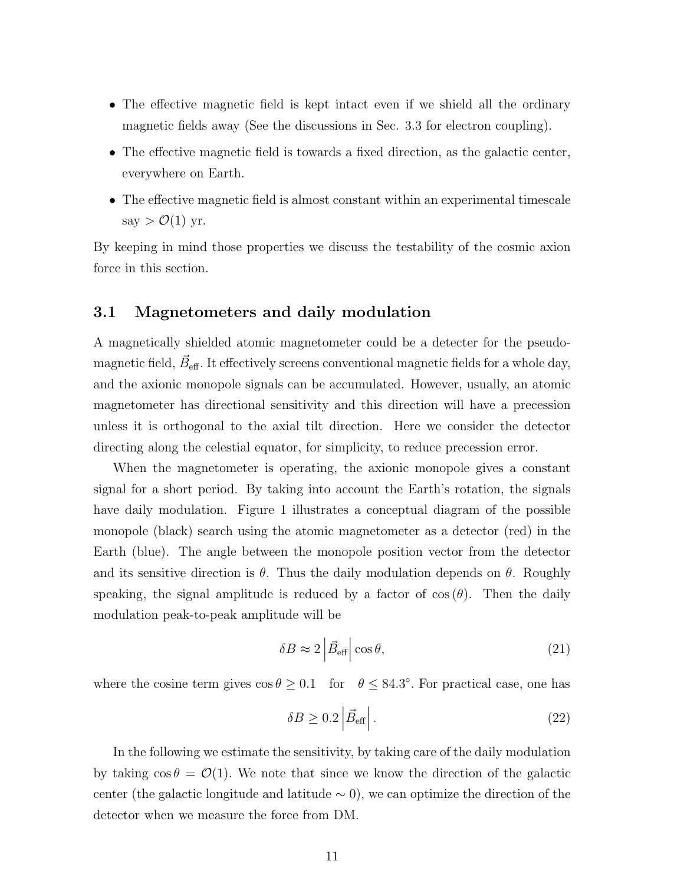- The effective magnetic field is kept intact even if we shield all the ordinary magnetic fields away (See the discussions in Sec. 3.3 for electron coupling).
- The effective magnetic field is towards a fixed direction, as the galactic center, everywhere on Earth.
- The effective magnetic field is almost constant within an experimental timescale say $> \mathcal{O}(1)$ yr.

By keeping in mind those properties we discuss the testability of the cosmic axion force in this section.

### 3.1 Magnetometers and daily modulation

A magnetically shielded atomic magnetometer could be a detecter for the pseudo-magnetic field, $\vec{B}_{\text{eff}}$. It effectively screens conventional magnetic fields for a whole day, and the axionic monopole signals can be accumulated. However, usually, an atomic magnetometer has directional sensitivity and this direction will have a precession unless it is orthogonal to the axial tilt direction. Here we consider the detector directing along the celestial equator, for simplicity, to reduce precession error.

When the magnetometer is operating, the axionic monopole gives a constant signal for a short period. By taking into account the Earth's rotation, the signals have daily modulation. Figure 1 illustrates a conceptual diagram of the possible monopole (black) search using the atomic magnetometer as a detector (red) in the Earth (blue). The angle between the monopole position vector from the detector and its sensitive direction is $\theta$. Thus the daily modulation depends on $\theta$. Roughly speaking, the signal amplitude is reduced by a factor of $\cos(\theta)$. Then the daily modulation peak-to-peak amplitude will be

$$\delta B \approx 2 \left| \vec{B}_{\text{eff}} \right| \cos\theta, \tag{21}$$

where the cosine term gives $\cos\theta \geq 0.1$ for $\theta \leq 84.3^\circ$. For practical case, one has

$$\delta B \geq 0.2 \left| \vec{B}_{\text{eff}} \right|. \tag{22}$$

In the following we estimate the sensitivity, by taking care of the daily modulation by taking $\cos\theta = \mathcal{O}(1)$. We note that since we know the direction of the galactic center (the galactic longitude and latitude $\sim 0$), we can optimize the direction of the detector when we measure the force from DM.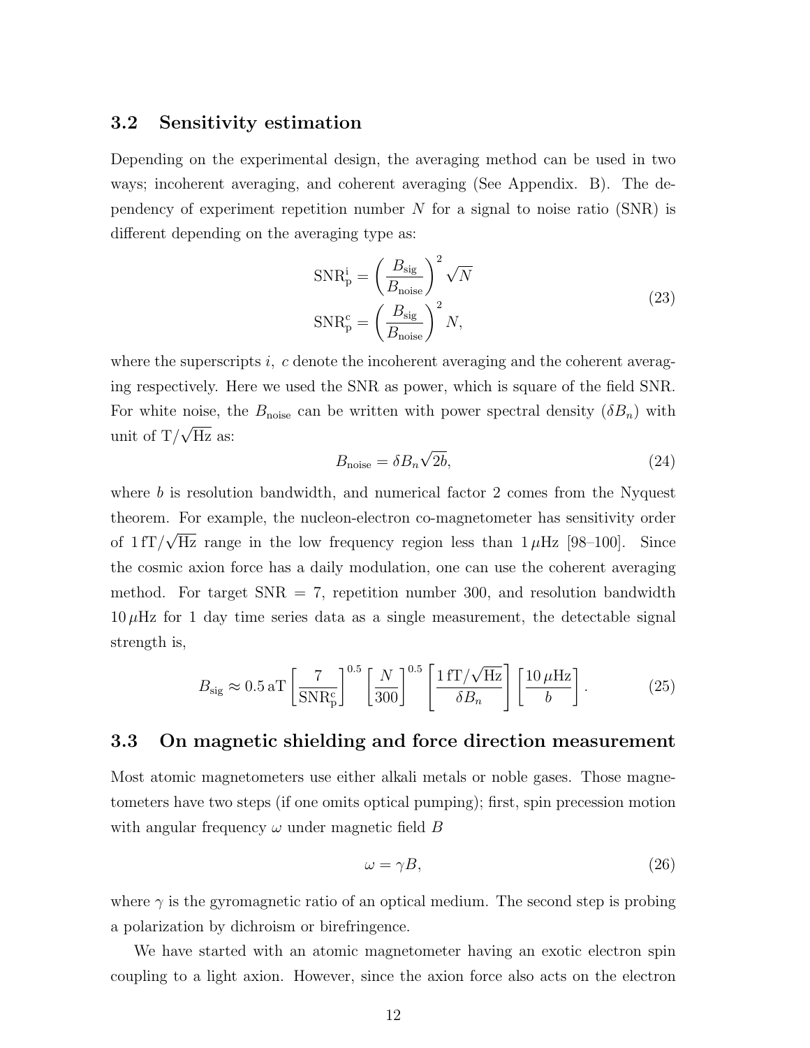### 3.2 Sensitivity estimation

Depending on the experimental design, the averaging method can be used in two ways; incoherent averaging, and coherent averaging (See Appendix. B). The dependency of experiment repetition number $N$ for a signal to noise ratio (SNR) is different depending on the averaging type as:

$$
\begin{aligned}
\mathrm{SNR}_{\mathrm{p}}^{\mathrm{i}} &= \left(\frac{B_{\mathrm{sig}}}{B_{\mathrm{noise}}}\right)^2 \sqrt{N} \\
\mathrm{SNR}_{\mathrm{p}}^{\mathrm{c}} &= \left(\frac{B_{\mathrm{sig}}}{B_{\mathrm{noise}}}\right)^2 N,
\end{aligned}
\tag{23}
$$

where the superscripts $i$, $c$ denote the incoherent averaging and the coherent averaging respectively. Here we used the SNR as power, which is square of the field SNR. For white noise, the $B_{\mathrm{noise}}$ can be written with power spectral density ($\delta B_n$) with unit of $\mathrm{T}/\sqrt{\mathrm{Hz}}$ as:

$$
B_{\mathrm{noise}} = \delta B_n \sqrt{2b}, \tag{24}
$$

where $b$ is resolution bandwidth, and numerical factor 2 comes from the Nyquest theorem. For example, the nucleon-electron co-magnetometer has sensitivity order of $1\,\mathrm{fT}/\sqrt{\mathrm{Hz}}$ range in the low frequency region less than $1\,\mu\mathrm{Hz}$ [98–100]. Since the cosmic axion force has a daily modulation, one can use the coherent averaging method. For target SNR = 7, repetition number 300, and resolution bandwidth $10\,\mu\mathrm{Hz}$ for 1 day time series data as a single measurement, the detectable signal strength is,

$$
B_{\mathrm{sig}} \approx 0.5\,\mathrm{aT}\left[\frac{7}{\mathrm{SNR}_{\mathrm{p}}^{\mathrm{c}}}\right]^{0.5}\left[\frac{N}{300}\right]^{0.5}\left[\frac{1\,\mathrm{fT}/\sqrt{\mathrm{Hz}}}{\delta B_n}\right]\left[\frac{10\,\mu\mathrm{Hz}}{b}\right]. \tag{25}
$$

### 3.3 On magnetic shielding and force direction measurement

Most atomic magnetometers use either alkali metals or noble gases. Those magnetometers have two steps (if one omits optical pumping); first, spin precession motion with angular frequency $\omega$ under magnetic field $B$

$$
\omega = \gamma B, \tag{26}
$$

where $\gamma$ is the gyromagnetic ratio of an optical medium. The second step is probing a polarization by dichroism or birefringence.

We have started with an atomic magnetometer having an exotic electron spin coupling to a light axion. However, since the axion force also acts on the electron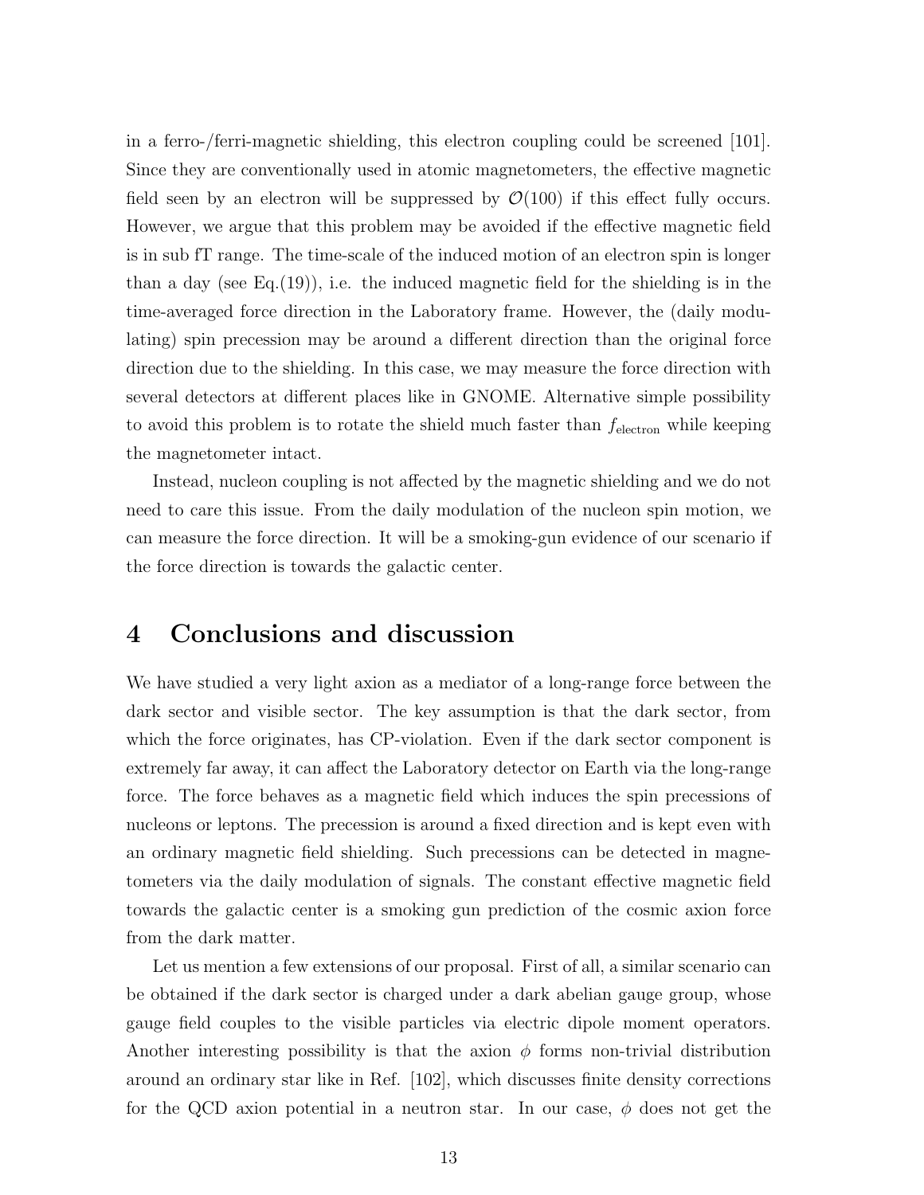in a ferro-/ferri-magnetic shielding, this electron coupling could be screened [101]. Since they are conventionally used in atomic magnetometers, the effective magnetic field seen by an electron will be suppressed by $\mathcal{O}(100)$ if this effect fully occurs. However, we argue that this problem may be avoided if the effective magnetic field is in sub fT range. The time-scale of the induced motion of an electron spin is longer than a day (see Eq.(19)), i.e. the induced magnetic field for the shielding is in the time-averaged force direction in the Laboratory frame. However, the (daily modulating) spin precession may be around a different direction than the original force direction due to the shielding. In this case, we may measure the force direction with several detectors at different places like in GNOME. Alternative simple possibility to avoid this problem is to rotate the shield much faster than $f_{\text{electron}}$ while keeping the magnetometer intact.

Instead, nucleon coupling is not affected by the magnetic shielding and we do not need to care this issue. From the daily modulation of the nucleon spin motion, we can measure the force direction. It will be a smoking-gun evidence of our scenario if the force direction is towards the galactic center.

# 4 Conclusions and discussion

We have studied a very light axion as a mediator of a long-range force between the dark sector and visible sector. The key assumption is that the dark sector, from which the force originates, has CP-violation. Even if the dark sector component is extremely far away, it can affect the Laboratory detector on Earth via the long-range force. The force behaves as a magnetic field which induces the spin precessions of nucleons or leptons. The precession is around a fixed direction and is kept even with an ordinary magnetic field shielding. Such precessions can be detected in magnetometers via the daily modulation of signals. The constant effective magnetic field towards the galactic center is a smoking gun prediction of the cosmic axion force from the dark matter.

Let us mention a few extensions of our proposal. First of all, a similar scenario can be obtained if the dark sector is charged under a dark abelian gauge group, whose gauge field couples to the visible particles via electric dipole moment operators. Another interesting possibility is that the axion $\phi$ forms non-trivial distribution around an ordinary star like in Ref. [102], which discusses finite density corrections for the QCD axion potential in a neutron star. In our case, $\phi$ does not get the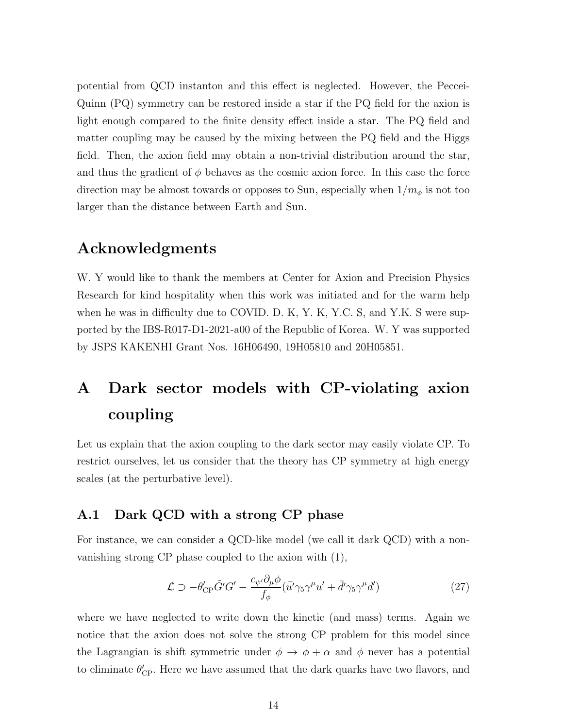potential from QCD instanton and this effect is neglected. However, the Peccei-Quinn (PQ) symmetry can be restored inside a star if the PQ field for the axion is light enough compared to the finite density effect inside a star. The PQ field and matter coupling may be caused by the mixing between the PQ field and the Higgs field. Then, the axion field may obtain a non-trivial distribution around the star, and thus the gradient of $\phi$ behaves as the cosmic axion force. In this case the force direction may be almost towards or opposes to Sun, especially when $1/m_\phi$ is not too larger than the distance between Earth and Sun.

## Acknowledgments

W. Y would like to thank the members at Center for Axion and Precision Physics Research for kind hospitality when this work was initiated and for the warm help when he was in difficulty due to COVID. D. K, Y. K, Y.C. S, and Y.K. S were supported by the IBS-R017-D1-2021-a00 of the Republic of Korea. W. Y was supported by JSPS KAKENHI Grant Nos. 16H06490, 19H05810 and 20H05851.

# A Dark sector models with CP-violating axion coupling

Let us explain that the axion coupling to the dark sector may easily violate CP. To restrict ourselves, let us consider that the theory has CP symmetry at high energy scales (at the perturbative level).

## A.1 Dark QCD with a strong CP phase

For instance, we can consider a QCD-like model (we call it dark QCD) with a non-vanishing strong CP phase coupled to the axion with (1),

$$\mathcal{L} \supset -\theta'_{\rm CP}\tilde{G}'G' - \frac{c_{\psi'}\partial_\mu\phi}{f_\phi}(\bar{u'}\gamma_5\gamma^\mu u' + \bar{d'}\gamma_5\gamma^\mu d') \tag{27}$$

where we have neglected to write down the kinetic (and mass) terms. Again we notice that the axion does not solve the strong CP problem for this model since the Lagrangian is shift symmetric under $\phi \to \phi + \alpha$ and $\phi$ never has a potential to eliminate $\theta'_{\rm CP}$. Here we have assumed that the dark quarks have two flavors, and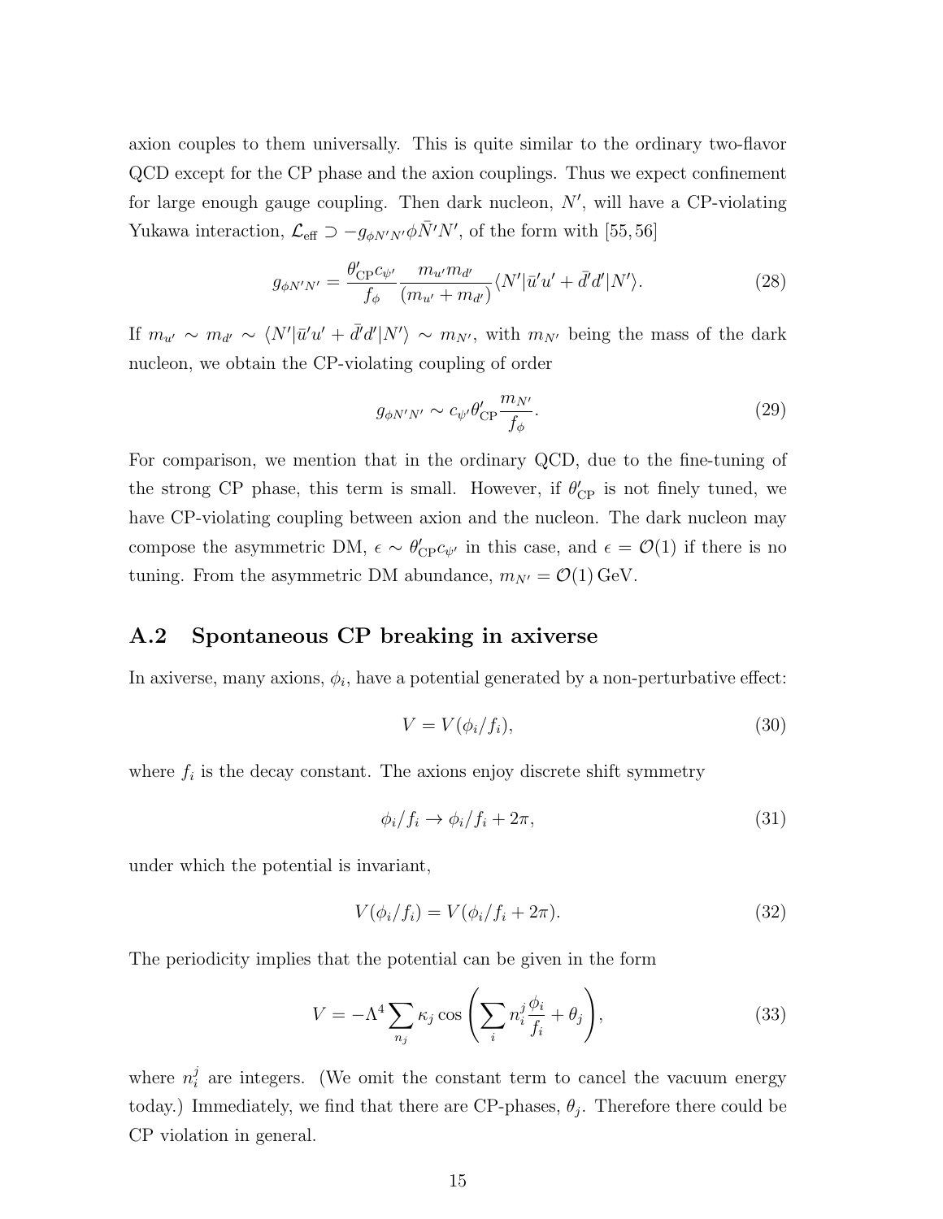axion couples to them universally. This is quite similar to the ordinary two-flavor QCD except for the CP phase and the axion couplings. Thus we expect confinement for large enough gauge coupling. Then dark nucleon, $N'$, will have a CP-violating Yukawa interaction, $\mathcal{L}_{\rm eff} \supset -g_{\phi N'N'}\phi \bar{N}' N'$, of the form with [55, 56]

$$g_{\phi N'N'} = \frac{\theta'_{\rm CP} c_{\psi'}}{f_\phi} \frac{m_{u'} m_{d'}}{(m_{u'} + m_{d'})} \langle N'|\bar{u}'u' + \bar{d}'d'|N'\rangle. \tag{28}$$

If $m_{u'} \sim m_{d'} \sim \langle N'|\bar{u}'u' + \bar{d}'d'|N'\rangle \sim m_{N'}$, with $m_{N'}$ being the mass of the dark nucleon, we obtain the CP-violating coupling of order

$$g_{\phi N'N'} \sim c_{\psi'} \theta'_{\rm CP} \frac{m_{N'}}{f_\phi}. \tag{29}$$

For comparison, we mention that in the ordinary QCD, due to the fine-tuning of the strong CP phase, this term is small. However, if $\theta'_{\rm CP}$ is not finely tuned, we have CP-violating coupling between axion and the nucleon. The dark nucleon may compose the asymmetric DM, $\epsilon \sim \theta'_{\rm CP} c_{\psi'}$ in this case, and $\epsilon = \mathcal{O}(1)$ if there is no tuning. From the asymmetric DM abundance, $m_{N'} = \mathcal{O}(1)\,{\rm GeV}$.

### A.2 Spontaneous CP breaking in axiverse

In axiverse, many axions, $\phi_i$, have a potential generated by a non-perturbative effect:

$$V = V(\phi_i/f_i), \tag{30}$$

where $f_i$ is the decay constant. The axions enjoy discrete shift symmetry

$$\phi_i/f_i \to \phi_i/f_i + 2\pi, \tag{31}$$

under which the potential is invariant,

$$V(\phi_i/f_i) = V(\phi_i/f_i + 2\pi). \tag{32}$$

The periodicity implies that the potential can be given in the form

$$V = -\Lambda^4 \sum_{n_j} \kappa_j \cos\left(\sum_i n_i^j \frac{\phi_i}{f_i} + \theta_j\right), \tag{33}$$

where $n_i^j$ are integers. (We omit the constant term to cancel the vacuum energy today.) Immediately, we find that there are CP-phases, $\theta_j$. Therefore there could be CP violation in general.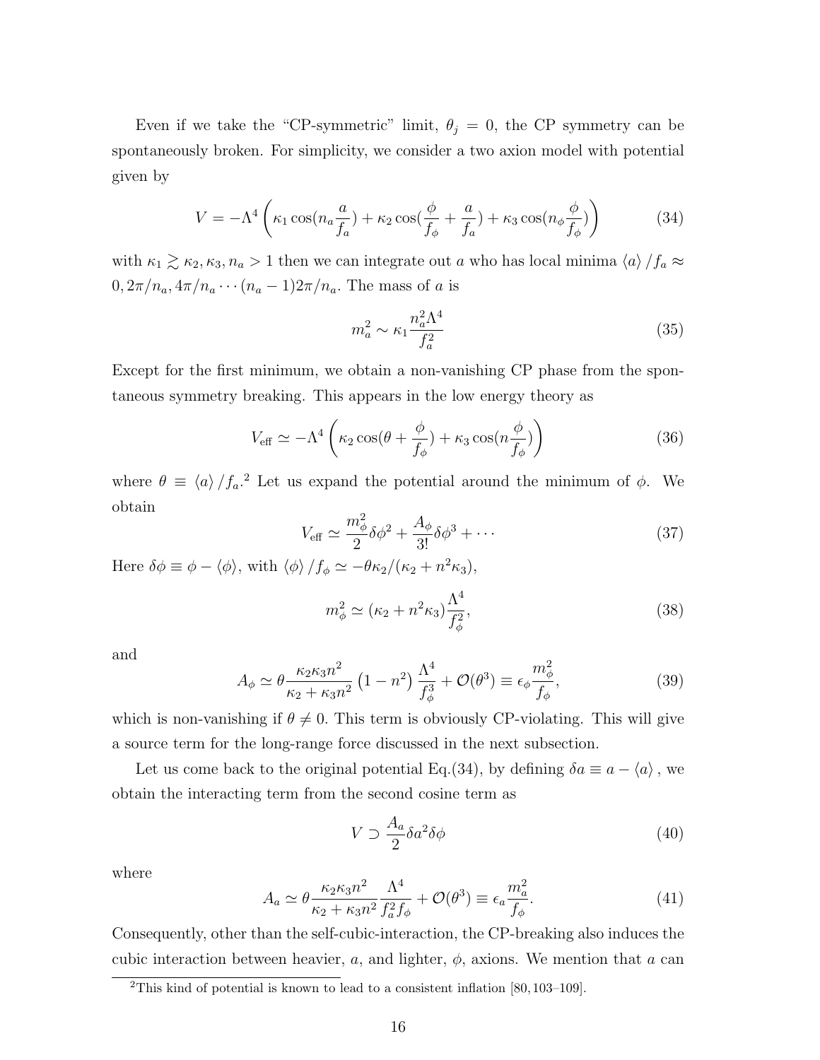Even if we take the "CP-symmetric" limit, $\theta_j = 0$, the CP symmetry can be spontaneously broken. For simplicity, we consider a two axion model with potential given by

$$V = -\Lambda^4 \left( \kappa_1 \cos(n_a \frac{a}{f_a}) + \kappa_2 \cos(\frac{\phi}{f_\phi} + \frac{a}{f_a}) + \kappa_3 \cos(n_\phi \frac{\phi}{f_\phi}) \right) \tag{34}$$

with $\kappa_1 \gtrsim \kappa_2, \kappa_3, n_a > 1$ then we can integrate out $a$ who has local minima $\langle a \rangle / f_a \approx 0, 2\pi/n_a, 4\pi/n_a \cdots (n_a - 1)2\pi/n_a$. The mass of $a$ is

$$m_a^2 \sim \kappa_1 \frac{n_a^2 \Lambda^4}{f_a^2} \tag{35}$$

Except for the first minimum, we obtain a non-vanishing CP phase from the spontaneous symmetry breaking. This appears in the low energy theory as

$$V_{\text{eff}} \simeq -\Lambda^4 \left( \kappa_2 \cos(\theta + \frac{\phi}{f_\phi}) + \kappa_3 \cos(n \frac{\phi}{f_\phi}) \right) \tag{36}$$

where $\theta \equiv \langle a \rangle / f_a$.[2] Let us expand the potential around the minimum of $\phi$. We obtain

$$V_{\text{eff}} \simeq \frac{m_\phi^2}{2} \delta\phi^2 + \frac{A_\phi}{3!} \delta\phi^3 + \cdots \tag{37}$$

Here $\delta\phi \equiv \phi - \langle \phi \rangle$, with $\langle \phi \rangle / f_\phi \simeq -\theta \kappa_2 / (\kappa_2 + n^2 \kappa_3)$,

$$m_\phi^2 \simeq (\kappa_2 + n^2 \kappa_3) \frac{\Lambda^4}{f_\phi^2}, \tag{38}$$

and

$$A_\phi \simeq \theta \frac{\kappa_2 \kappa_3 n^2}{\kappa_2 + \kappa_3 n^2} \left(1 - n^2\right) \frac{\Lambda^4}{f_\phi^3} + \mathcal{O}(\theta^3) \equiv \epsilon_\phi \frac{m_\phi^2}{f_\phi}, \tag{39}$$

which is non-vanishing if $\theta \neq 0$. This term is obviously CP-violating. This will give a source term for the long-range force discussed in the next subsection.

Let us come back to the original potential Eq.(34), by defining $\delta a \equiv a - \langle a \rangle$, we obtain the interacting term from the second cosine term as

$$V \supset \frac{A_a}{2} \delta a^2 \delta\phi \tag{40}$$

where

$$A_a \simeq \theta \frac{\kappa_2 \kappa_3 n^2}{\kappa_2 + \kappa_3 n^2} \frac{\Lambda^4}{f_a^2 f_\phi} + \mathcal{O}(\theta^3) \equiv \epsilon_a \frac{m_a^2}{f_\phi}. \tag{41}$$

Consequently, other than the self-cubic-interaction, the CP-breaking also induces the cubic interaction between heavier, $a$, and lighter, $\phi$, axions. We mention that $a$ can

[2] This kind of potential is known to lead to a consistent inflation [80, 103–109].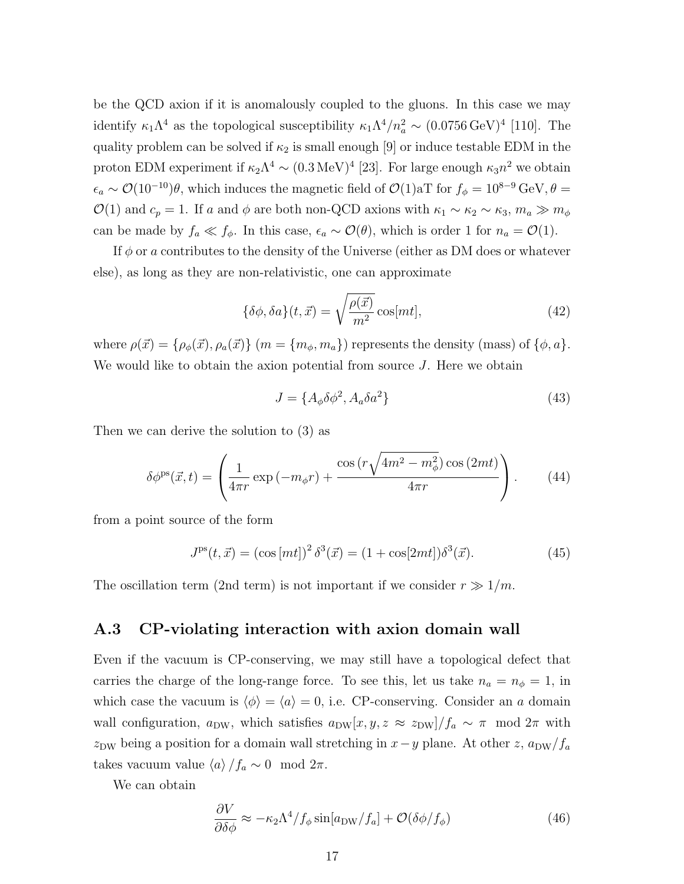be the QCD axion if it is anomalously coupled to the gluons. In this case we may identify $\kappa_1 \Lambda^4$ as the topological susceptibility $\kappa_1 \Lambda^4 / n_a^2 \sim (0.0756\,\mathrm{GeV})^4$ [110]. The quality problem can be solved if $\kappa_2$ is small enough [9] or induce testable EDM in the proton EDM experiment if $\kappa_2 \Lambda^4 \sim (0.3\,\mathrm{MeV})^4$ [23]. For large enough $\kappa_3 n^2$ we obtain $\epsilon_a \sim \mathcal{O}(10^{-10})\theta$, which induces the magnetic field of $\mathcal{O}(1)$aT for $f_\phi = 10^{8-9}\,\mathrm{GeV}, \theta = \mathcal{O}(1)$ and $c_p = 1$. If $a$ and $\phi$ are both non-QCD axions with $\kappa_1 \sim \kappa_2 \sim \kappa_3$, $m_a \gg m_\phi$ can be made by $f_a \ll f_\phi$. In this case, $\epsilon_a \sim \mathcal{O}(\theta)$, which is order 1 for $n_a = \mathcal{O}(1)$.

If $\phi$ or $a$ contributes to the density of the Universe (either as DM does or whatever else), as long as they are non-relativistic, one can approximate

$$\{\delta\phi, \delta a\}(t, \vec{x}) = \sqrt{\frac{\rho(\vec{x})}{m^2}} \cos[mt], \tag{42}$$

where $\rho(\vec{x}) = \{\rho_\phi(\vec{x}), \rho_a(\vec{x})\}$ $(m = \{m_\phi, m_a\})$ represents the density (mass) of $\{\phi, a\}$. We would like to obtain the axion potential from source $J$. Here we obtain

$$J = \{A_\phi \delta\phi^2, A_a \delta a^2\} \tag{43}$$

Then we can derive the solution to (3) as

$$\delta\phi^{\mathrm{ps}}(\vec{x}, t) = \left( \frac{1}{4\pi r} \exp\left(-m_\phi r\right) + \frac{\cos\left(r\sqrt{4m^2 - m_\phi^2}\right)\cos\left(2mt\right)}{4\pi r} \right). \tag{44}$$

from a point source of the form

$$J^{\mathrm{ps}}(t, \vec{x}) = \left(\cos\left[mt\right]\right)^2 \delta^3(\vec{x}) = (1 + \cos[2mt])\delta^3(\vec{x}). \tag{45}$$

The oscillation term (2nd term) is not important if we consider $r \gg 1/m$.

### A.3 CP-violating interaction with axion domain wall

Even if the vacuum is CP-conserving, we may still have a topological defect that carries the charge of the long-range force. To see this, let us take $n_a = n_\phi = 1$, in which case the vacuum is $\langle\phi\rangle = \langle a\rangle = 0$, i.e. CP-conserving. Consider an $a$ domain wall configuration, $a_{\mathrm{DW}}$, which satisfies $a_{\mathrm{DW}}[x, y, z \approx z_{\mathrm{DW}}]/f_a \sim \pi \mod 2\pi$ with $z_{\mathrm{DW}}$ being a position for a domain wall stretching in $x-y$ plane. At other $z$, $a_{\mathrm{DW}}/f_a$ takes vacuum value $\langle a\rangle / f_a \sim 0 \mod 2\pi$.

We can obtain

$$\frac{\partial V}{\partial \delta\phi} \approx -\kappa_2 \Lambda^4 / f_\phi \sin[a_{\mathrm{DW}}/f_a] + \mathcal{O}(\delta\phi/f_\phi) \tag{46}$$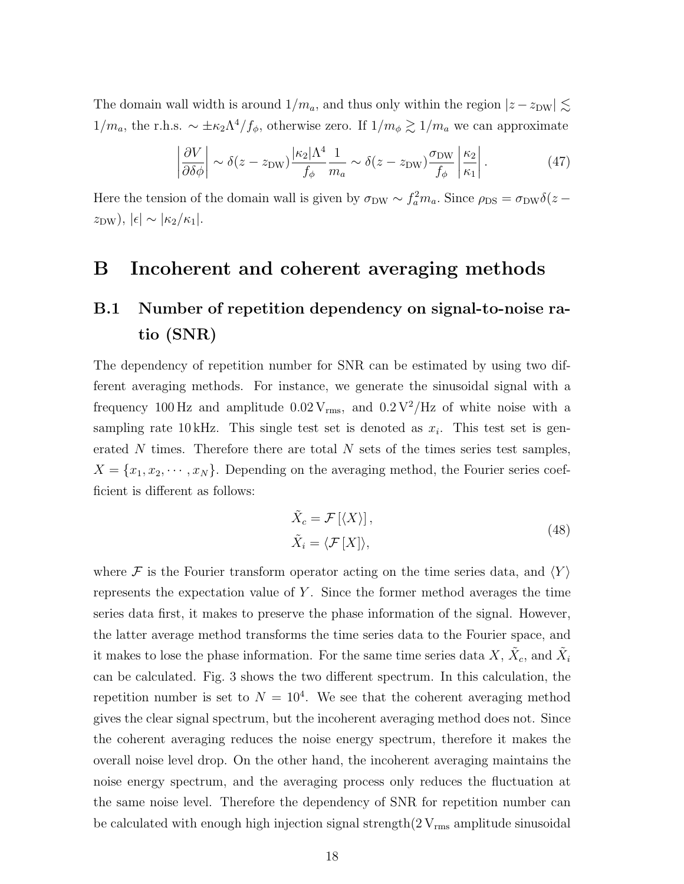The domain wall width is around $1/m_a$, and thus only within the region $|z - z_{\rm DW}| \lesssim 1/m_a$, the r.h.s. $\sim \pm\kappa_2\Lambda^4/f_\phi$, otherwise zero. If $1/m_\phi \gtrsim 1/m_a$ we can approximate

$$\left|\frac{\partial V}{\partial \delta\phi}\right| \sim \delta(z - z_{\rm DW})\frac{|\kappa_2|\Lambda^4}{f_\phi}\frac{1}{m_a} \sim \delta(z - z_{\rm DW})\frac{\sigma_{\rm DW}}{f_\phi}\left|\frac{\kappa_2}{\kappa_1}\right|. \tag{47}$$

Here the tension of the domain wall is given by $\sigma_{\rm DW} \sim f_a^2 m_a$. Since $\rho_{\rm DS} = \sigma_{\rm DW}\delta(z - z_{\rm DW})$, $|\epsilon| \sim |\kappa_2/\kappa_1|$.

# B Incoherent and coherent averaging methods

## B.1 Number of repetition dependency on signal-to-noise ratio (SNR)

The dependency of repetition number for SNR can be estimated by using two different averaging methods. For instance, we generate the sinusoidal signal with a frequency 100 Hz and amplitude $0.02\,\mathrm{V_{rms}}$, and $0.2\,\mathrm{V^2/Hz}$ of white noise with a sampling rate 10 kHz. This single test set is denoted as $x_i$. This test set is generated $N$ times. Therefore there are total $N$ sets of the times series test samples, $X = \{x_1, x_2, \cdots, x_N\}$. Depending on the averaging method, the Fourier series coefficient is different as follows:

$$\begin{aligned}
\tilde{X}_c &= \mathcal{F}\left[\langle X\rangle\right], \\
\tilde{X}_i &= \langle \mathcal{F}\left[X\right]\rangle,
\end{aligned} \tag{48}$$

where $\mathcal{F}$ is the Fourier transform operator acting on the time series data, and $\langle Y\rangle$ represents the expectation value of $Y$. Since the former method averages the time series data first, it makes to preserve the phase information of the signal. However, the latter average method transforms the time series data to the Fourier space, and it makes to lose the phase information. For the same time series data $X$, $\tilde{X}_c$, and $\tilde{X}_i$ can be calculated. Fig. 3 shows the two different spectrum. In this calculation, the repetition number is set to $N = 10^4$. We see that the coherent averaging method gives the clear signal spectrum, but the incoherent averaging method does not. Since the coherent averaging reduces the noise energy spectrum, therefore it makes the overall noise level drop. On the other hand, the incoherent averaging maintains the noise energy spectrum, and the averaging process only reduces the fluctuation at the same noise level. Therefore the dependency of SNR for repetition number can be calculated with enough high injection signal strength($2\,\mathrm{V_{rms}}$ amplitude sinusoidal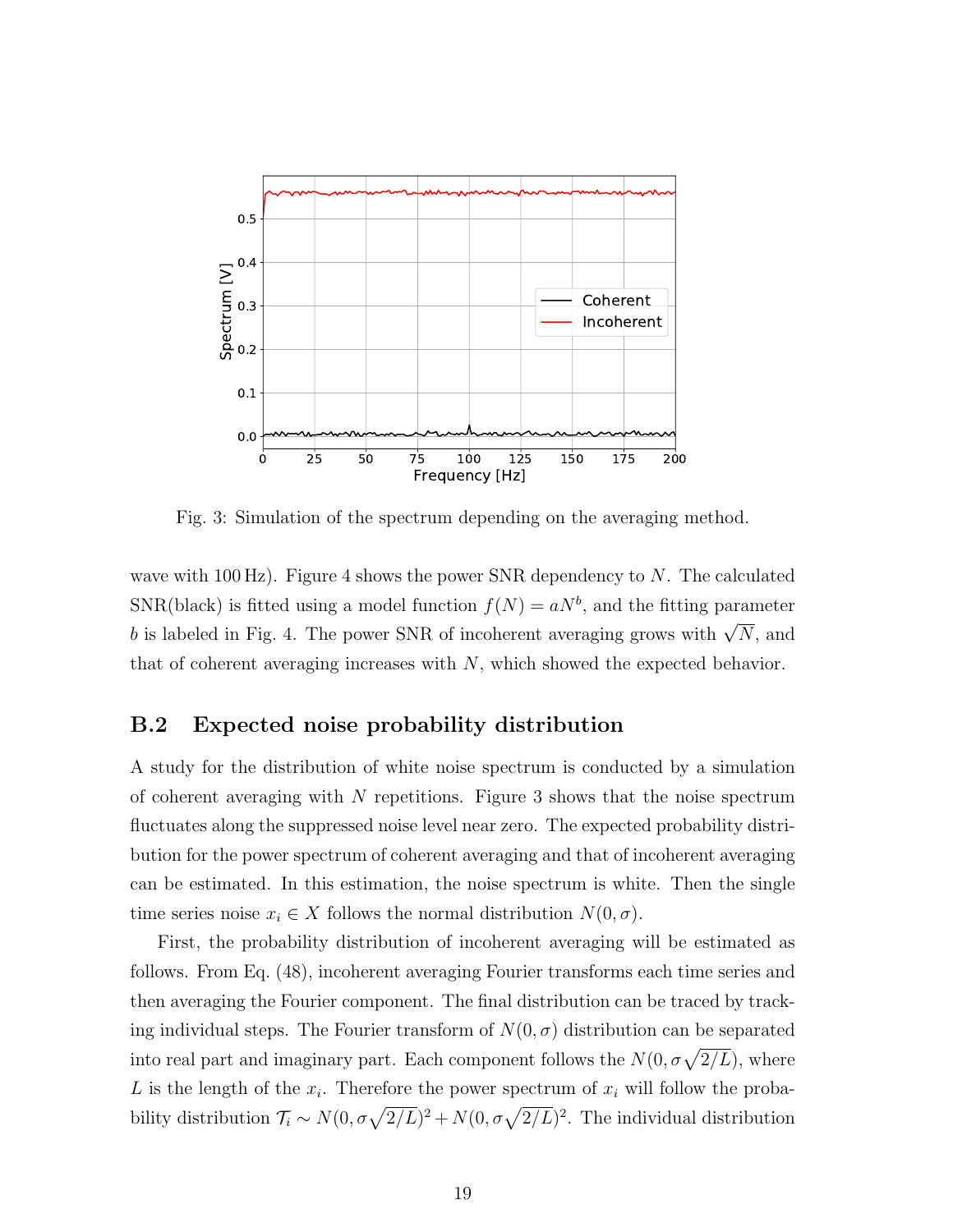Fig. 3: Simulation of the spectrum depending on the averaging method.

wave with 100 Hz). Figure 4 shows the power SNR dependency to $N$. The calculated SNR(black) is fitted using a model function $f(N) = aN^b$, and the fitting parameter $b$ is labeled in Fig. 4. The power SNR of incoherent averaging grows with $\sqrt{N}$, and that of coherent averaging increases with $N$, which showed the expected behavior.

## B.2 Expected noise probability distribution

A study for the distribution of white noise spectrum is conducted by a simulation of coherent averaging with $N$ repetitions. Figure 3 shows that the noise spectrum fluctuates along the suppressed noise level near zero. The expected probability distribution for the power spectrum of coherent averaging and that of incoherent averaging can be estimated. In this estimation, the noise spectrum is white. Then the single time series noise $x_i \in X$ follows the normal distribution $N(0, \sigma)$.

First, the probability distribution of incoherent averaging will be estimated as follows. From Eq. (48), incoherent averaging Fourier transforms each time series and then averaging the Fourier component. The final distribution can be traced by tracking individual steps. The Fourier transform of $N(0, \sigma)$ distribution can be separated into real part and imaginary part. Each component follows the $N(0, \sigma\sqrt{2/L})$, where $L$ is the length of the $x_i$. Therefore the power spectrum of $x_i$ will follow the probability distribution $\mathcal{T}_i \sim N(0, \sigma\sqrt{2/L})^2 + N(0, \sigma\sqrt{2/L})^2$. The individual distribution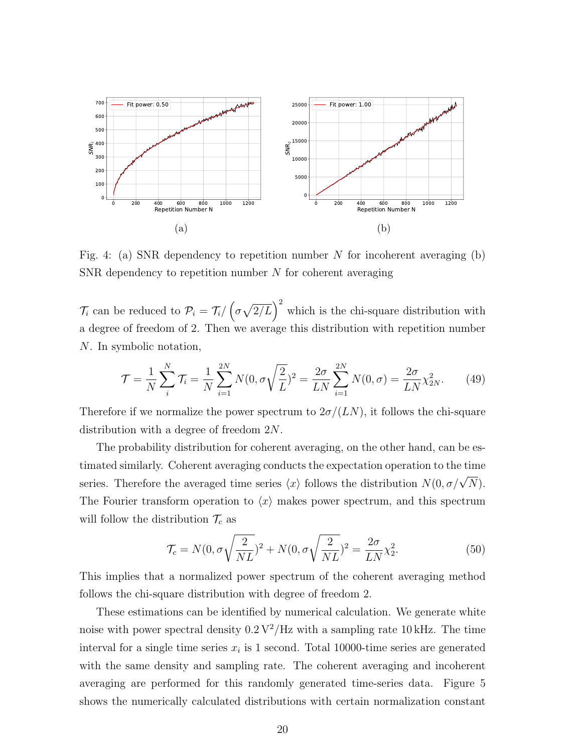(a)

(b)

Fig. 4: (a) SNR dependency to repetition number $N$ for incoherent averaging (b) SNR dependency to repetition number $N$ for coherent averaging

$\mathcal{T}_i$ can be reduced to $\mathcal{P}_i = \mathcal{T}_i / \left(\sigma\sqrt{2/L}\right)^2$ which is the chi-square distribution with a degree of freedom of 2. Then we average this distribution with repetition number $N$. In symbolic notation,

$$\mathcal{T} = \frac{1}{N}\sum_{i}^{N} \mathcal{T}_i = \frac{1}{N}\sum_{i=1}^{2N} N(0, \sigma\sqrt{\frac{2}{L}})^2 = \frac{2\sigma}{LN}\sum_{i=1}^{2N} N(0,\sigma) = \frac{2\sigma}{LN}\chi^2_{2N}. \tag{49}$$

Therefore if we normalize the power spectrum to $2\sigma/(LN)$, it follows the chi-square distribution with a degree of freedom $2N$.

The probability distribution for coherent averaging, on the other hand, can be estimated similarly. Coherent averaging conducts the expectation operation to the time series. Therefore the averaged time series $\langle x \rangle$ follows the distribution $N(0, \sigma/\sqrt{N})$. The Fourier transform operation to $\langle x \rangle$ makes power spectrum, and this spectrum will follow the distribution $\mathcal{T}_c$ as

$$\mathcal{T}_c = N(0, \sigma\sqrt{\frac{2}{NL}})^2 + N(0, \sigma\sqrt{\frac{2}{NL}})^2 = \frac{2\sigma}{LN}\chi^2_2. \tag{50}$$

This implies that a normalized power spectrum of the coherent averaging method follows the chi-square distribution with degree of freedom 2.

These estimations can be identified by numerical calculation. We generate white noise with power spectral density $0.2\,\mathrm{V}^2/\mathrm{Hz}$ with a sampling rate $10\,\mathrm{kHz}$. The time interval for a single time series $x_i$ is 1 second. Total 10000-time series are generated with the same density and sampling rate. The coherent averaging and incoherent averaging are performed for this randomly generated time-series data. Figure 5 shows the numerically calculated distributions with certain normalization constant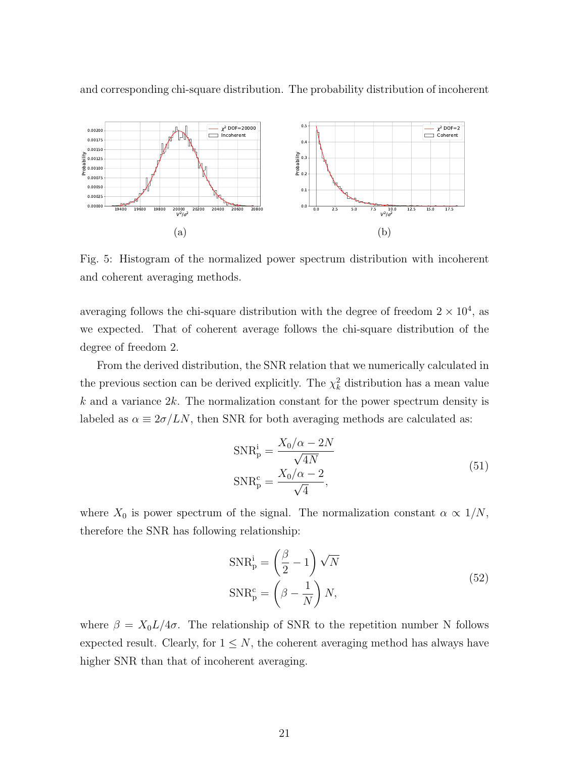and corresponding chi-square distribution. The probability distribution of incoherent

(a)

(b)

Fig. 5: Histogram of the normalized power spectrum distribution with incoherent and coherent averaging methods.

averaging follows the chi-square distribution with the degree of freedom $2 \times 10^4$, as we expected. That of coherent average follows the chi-square distribution of the degree of freedom 2.

From the derived distribution, the SNR relation that we numerically calculated in the previous section can be derived explicitly. The $\chi_k^2$ distribution has a mean value $k$ and a variance $2k$. The normalization constant for the power spectrum density is labeled as $\alpha \equiv 2\sigma/LN$, then SNR for both averaging methods are calculated as:

$$
\begin{aligned}
\mathrm{SNR}_\mathrm{p}^\mathrm{i} &= \frac{X_0/\alpha - 2N}{\sqrt{4N}} \\
\mathrm{SNR}_\mathrm{p}^\mathrm{c} &= \frac{X_0/\alpha - 2}{\sqrt{4}},
\end{aligned}
\tag{51}
$$

where $X_0$ is power spectrum of the signal. The normalization constant $\alpha \propto 1/N$, therefore the SNR has following relationship:

$$
\begin{aligned}
\mathrm{SNR}_\mathrm{p}^\mathrm{i} &= \left(\frac{\beta}{2} - 1\right)\sqrt{N} \\
\mathrm{SNR}_\mathrm{p}^\mathrm{c} &= \left(\beta - \frac{1}{N}\right)N,
\end{aligned}
\tag{52}
$$

where $\beta = X_0 L/4\sigma$. The relationship of SNR to the repetition number N follows expected result. Clearly, for $1 \leq N$, the coherent averaging method has always have higher SNR than that of incoherent averaging.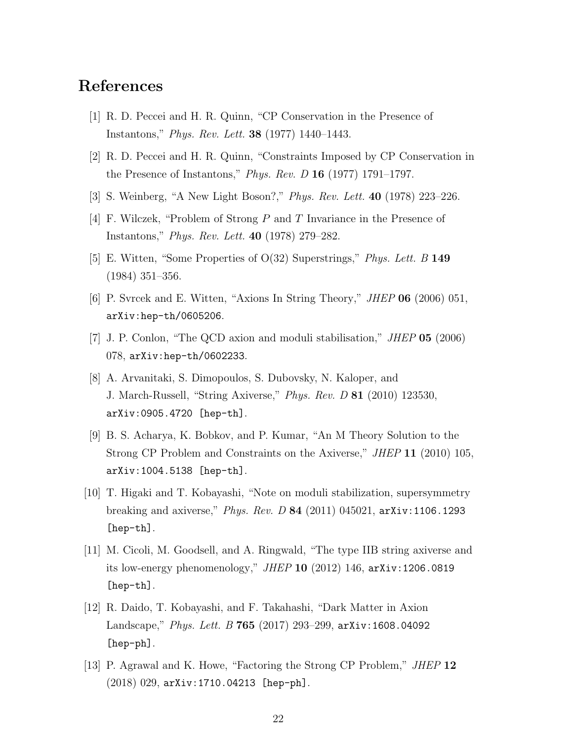# References

[1] R. D. Peccei and H. R. Quinn, "CP Conservation in the Presence of Instantons," *Phys. Rev. Lett.* **38** (1977) 1440–1443.

[2] R. D. Peccei and H. R. Quinn, "Constraints Imposed by CP Conservation in the Presence of Instantons," *Phys. Rev. D* **16** (1977) 1791–1797.

[3] S. Weinberg, "A New Light Boson?," *Phys. Rev. Lett.* **40** (1978) 223–226.

[4] F. Wilczek, "Problem of Strong $P$ and $T$ Invariance in the Presence of Instantons," *Phys. Rev. Lett.* **40** (1978) 279–282.

[5] E. Witten, "Some Properties of O(32) Superstrings," *Phys. Lett. B* **149** (1984) 351–356.

[6] P. Svrcek and E. Witten, "Axions In String Theory," *JHEP* **06** (2006) 051, `arXiv:hep-th/0605206`.

[7] J. P. Conlon, "The QCD axion and moduli stabilisation," *JHEP* **05** (2006) 078, `arXiv:hep-th/0602233`.

[8] A. Arvanitaki, S. Dimopoulos, S. Dubovsky, N. Kaloper, and J. March-Russell, "String Axiverse," *Phys. Rev. D* **81** (2010) 123530, `arXiv:0905.4720 [hep-th]`.

[9] B. S. Acharya, K. Bobkov, and P. Kumar, "An M Theory Solution to the Strong CP Problem and Constraints on the Axiverse," *JHEP* **11** (2010) 105, `arXiv:1004.5138 [hep-th]`.

[10] T. Higaki and T. Kobayashi, "Note on moduli stabilization, supersymmetry breaking and axiverse," *Phys. Rev. D* **84** (2011) 045021, `arXiv:1106.1293 [hep-th]`.

[11] M. Cicoli, M. Goodsell, and A. Ringwald, "The type IIB string axiverse and its low-energy phenomenology," *JHEP* **10** (2012) 146, `arXiv:1206.0819 [hep-th]`.

[12] R. Daido, T. Kobayashi, and F. Takahashi, "Dark Matter in Axion Landscape," *Phys. Lett. B* **765** (2017) 293–299, `arXiv:1608.04092 [hep-ph]`.

[13] P. Agrawal and K. Howe, "Factoring the Strong CP Problem," *JHEP* **12** (2018) 029, `arXiv:1710.04213 [hep-ph]`.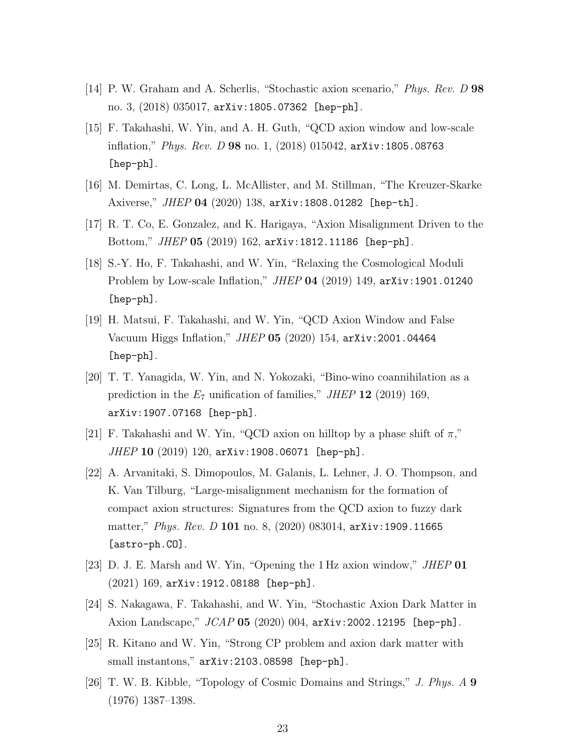[14] P. W. Graham and A. Scherlis, "Stochastic axion scenario," *Phys. Rev. D* **98** no. 3, (2018) 035017, `arXiv:1805.07362 [hep-ph]`.

[15] F. Takahashi, W. Yin, and A. H. Guth, "QCD axion window and low-scale inflation," *Phys. Rev. D* **98** no. 1, (2018) 015042, `arXiv:1805.08763 [hep-ph]`.

[16] M. Demirtas, C. Long, L. McAllister, and M. Stillman, "The Kreuzer-Skarke Axiverse," *JHEP* **04** (2020) 138, `arXiv:1808.01282 [hep-th]`.

[17] R. T. Co, E. Gonzalez, and K. Harigaya, "Axion Misalignment Driven to the Bottom," *JHEP* **05** (2019) 162, `arXiv:1812.11186 [hep-ph]`.

[18] S.-Y. Ho, F. Takahashi, and W. Yin, "Relaxing the Cosmological Moduli Problem by Low-scale Inflation," *JHEP* **04** (2019) 149, `arXiv:1901.01240 [hep-ph]`.

[19] H. Matsui, F. Takahashi, and W. Yin, "QCD Axion Window and False Vacuum Higgs Inflation," *JHEP* **05** (2020) 154, `arXiv:2001.04464 [hep-ph]`.

[20] T. T. Yanagida, W. Yin, and N. Yokozaki, "Bino-wino coannihilation as a prediction in the $E_7$ unification of families," *JHEP* **12** (2019) 169, `arXiv:1907.07168 [hep-ph]`.

[21] F. Takahashi and W. Yin, "QCD axion on hilltop by a phase shift of $\pi$," *JHEP* **10** (2019) 120, `arXiv:1908.06071 [hep-ph]`.

[22] A. Arvanitaki, S. Dimopoulos, M. Galanis, L. Lehner, J. O. Thompson, and K. Van Tilburg, "Large-misalignment mechanism for the formation of compact axion structures: Signatures from the QCD axion to fuzzy dark matter," *Phys. Rev. D* **101** no. 8, (2020) 083014, `arXiv:1909.11665 [astro-ph.CO]`.

[23] D. J. E. Marsh and W. Yin, "Opening the 1 Hz axion window," *JHEP* **01** (2021) 169, `arXiv:1912.08188 [hep-ph]`.

[24] S. Nakagawa, F. Takahashi, and W. Yin, "Stochastic Axion Dark Matter in Axion Landscape," *JCAP* **05** (2020) 004, `arXiv:2002.12195 [hep-ph]`.

[25] R. Kitano and W. Yin, "Strong CP problem and axion dark matter with small instantons," `arXiv:2103.08598 [hep-ph]`.

[26] T. W. B. Kibble, "Topology of Cosmic Domains and Strings," *J. Phys. A* **9** (1976) 1387–1398.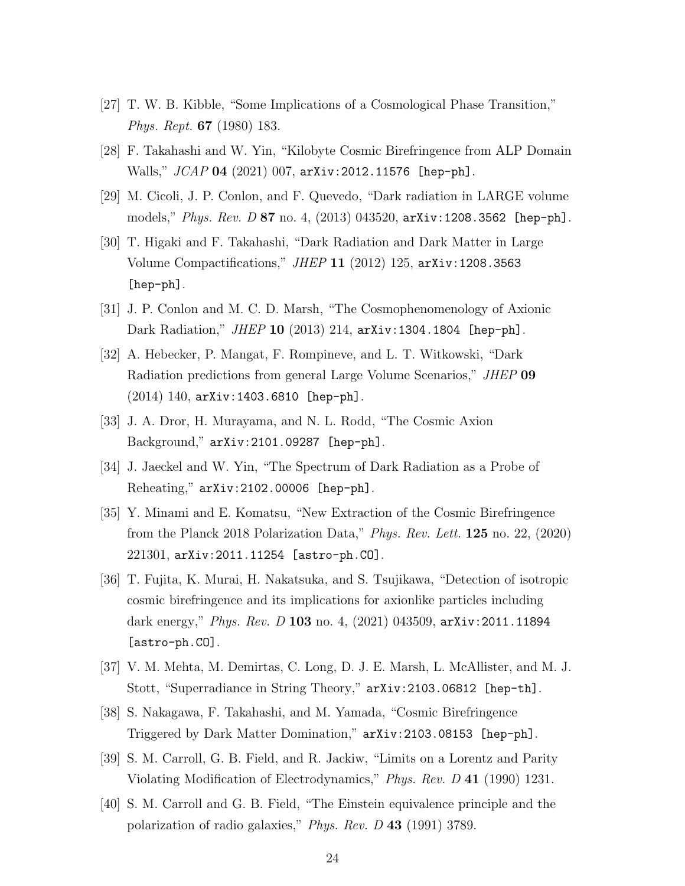[27] T. W. B. Kibble, "Some Implications of a Cosmological Phase Transition," *Phys. Rept.* **67** (1980) 183.

[28] F. Takahashi and W. Yin, "Kilobyte Cosmic Birefringence from ALP Domain Walls," *JCAP* **04** (2021) 007, `arXiv:2012.11576 [hep-ph]`.

[29] M. Cicoli, J. P. Conlon, and F. Quevedo, "Dark radiation in LARGE volume models," *Phys. Rev. D* **87** no. 4, (2013) 043520, `arXiv:1208.3562 [hep-ph]`.

[30] T. Higaki and F. Takahashi, "Dark Radiation and Dark Matter in Large Volume Compactifications," *JHEP* **11** (2012) 125, `arXiv:1208.3563 [hep-ph]`.

[31] J. P. Conlon and M. C. D. Marsh, "The Cosmophenomenology of Axionic Dark Radiation," *JHEP* **10** (2013) 214, `arXiv:1304.1804 [hep-ph]`.

[32] A. Hebecker, P. Mangat, F. Rompineve, and L. T. Witkowski, "Dark Radiation predictions from general Large Volume Scenarios," *JHEP* **09** (2014) 140, `arXiv:1403.6810 [hep-ph]`.

[33] J. A. Dror, H. Murayama, and N. L. Rodd, "The Cosmic Axion Background," `arXiv:2101.09287 [hep-ph]`.

[34] J. Jaeckel and W. Yin, "The Spectrum of Dark Radiation as a Probe of Reheating," `arXiv:2102.00006 [hep-ph]`.

[35] Y. Minami and E. Komatsu, "New Extraction of the Cosmic Birefringence from the Planck 2018 Polarization Data," *Phys. Rev. Lett.* **125** no. 22, (2020) 221301, `arXiv:2011.11254 [astro-ph.CO]`.

[36] T. Fujita, K. Murai, H. Nakatsuka, and S. Tsujikawa, "Detection of isotropic cosmic birefringence and its implications for axionlike particles including dark energy," *Phys. Rev. D* **103** no. 4, (2021) 043509, `arXiv:2011.11894 [astro-ph.CO]`.

[37] V. M. Mehta, M. Demirtas, C. Long, D. J. E. Marsh, L. McAllister, and M. J. Stott, "Superradiance in String Theory," `arXiv:2103.06812 [hep-th]`.

[38] S. Nakagawa, F. Takahashi, and M. Yamada, "Cosmic Birefringence Triggered by Dark Matter Domination," `arXiv:2103.08153 [hep-ph]`.

[39] S. M. Carroll, G. B. Field, and R. Jackiw, "Limits on a Lorentz and Parity Violating Modification of Electrodynamics," *Phys. Rev. D* **41** (1990) 1231.

[40] S. M. Carroll and G. B. Field, "The Einstein equivalence principle and the polarization of radio galaxies," *Phys. Rev. D* **43** (1991) 3789.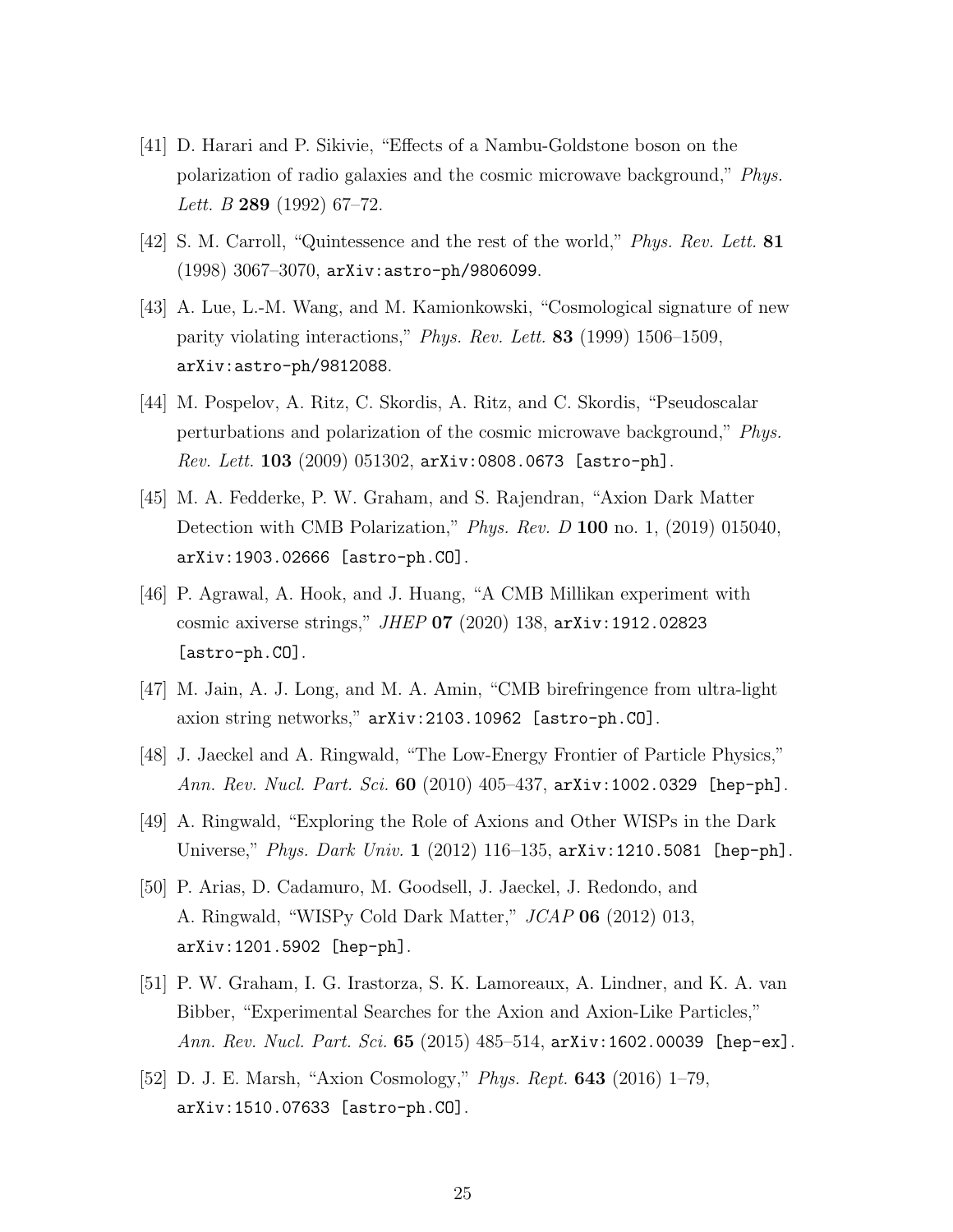[41] D. Harari and P. Sikivie, "Effects of a Nambu-Goldstone boson on the polarization of radio galaxies and the cosmic microwave background," *Phys. Lett. B* **289** (1992) 67–72.

[42] S. M. Carroll, "Quintessence and the rest of the world," *Phys. Rev. Lett.* **81** (1998) 3067–3070, arXiv:astro-ph/9806099.

[43] A. Lue, L.-M. Wang, and M. Kamionkowski, "Cosmological signature of new parity violating interactions," *Phys. Rev. Lett.* **83** (1999) 1506–1509, arXiv:astro-ph/9812088.

[44] M. Pospelov, A. Ritz, C. Skordis, A. Ritz, and C. Skordis, "Pseudoscalar perturbations and polarization of the cosmic microwave background," *Phys. Rev. Lett.* **103** (2009) 051302, arXiv:0808.0673 [astro-ph].

[45] M. A. Fedderke, P. W. Graham, and S. Rajendran, "Axion Dark Matter Detection with CMB Polarization," *Phys. Rev. D* **100** no. 1, (2019) 015040, arXiv:1903.02666 [astro-ph.CO].

[46] P. Agrawal, A. Hook, and J. Huang, "A CMB Millikan experiment with cosmic axiverse strings," *JHEP* **07** (2020) 138, arXiv:1912.02823 [astro-ph.CO].

[47] M. Jain, A. J. Long, and M. A. Amin, "CMB birefringence from ultra-light axion string networks," arXiv:2103.10962 [astro-ph.CO].

[48] J. Jaeckel and A. Ringwald, "The Low-Energy Frontier of Particle Physics," *Ann. Rev. Nucl. Part. Sci.* **60** (2010) 405–437, arXiv:1002.0329 [hep-ph].

[49] A. Ringwald, "Exploring the Role of Axions and Other WISPs in the Dark Universe," *Phys. Dark Univ.* **1** (2012) 116–135, arXiv:1210.5081 [hep-ph].

[50] P. Arias, D. Cadamuro, M. Goodsell, J. Jaeckel, J. Redondo, and A. Ringwald, "WISPy Cold Dark Matter," *JCAP* **06** (2012) 013, arXiv:1201.5902 [hep-ph].

[51] P. W. Graham, I. G. Irastorza, S. K. Lamoreaux, A. Lindner, and K. A. van Bibber, "Experimental Searches for the Axion and Axion-Like Particles," *Ann. Rev. Nucl. Part. Sci.* **65** (2015) 485–514, arXiv:1602.00039 [hep-ex].

[52] D. J. E. Marsh, "Axion Cosmology," *Phys. Rept.* **643** (2016) 1–79, arXiv:1510.07633 [astro-ph.CO].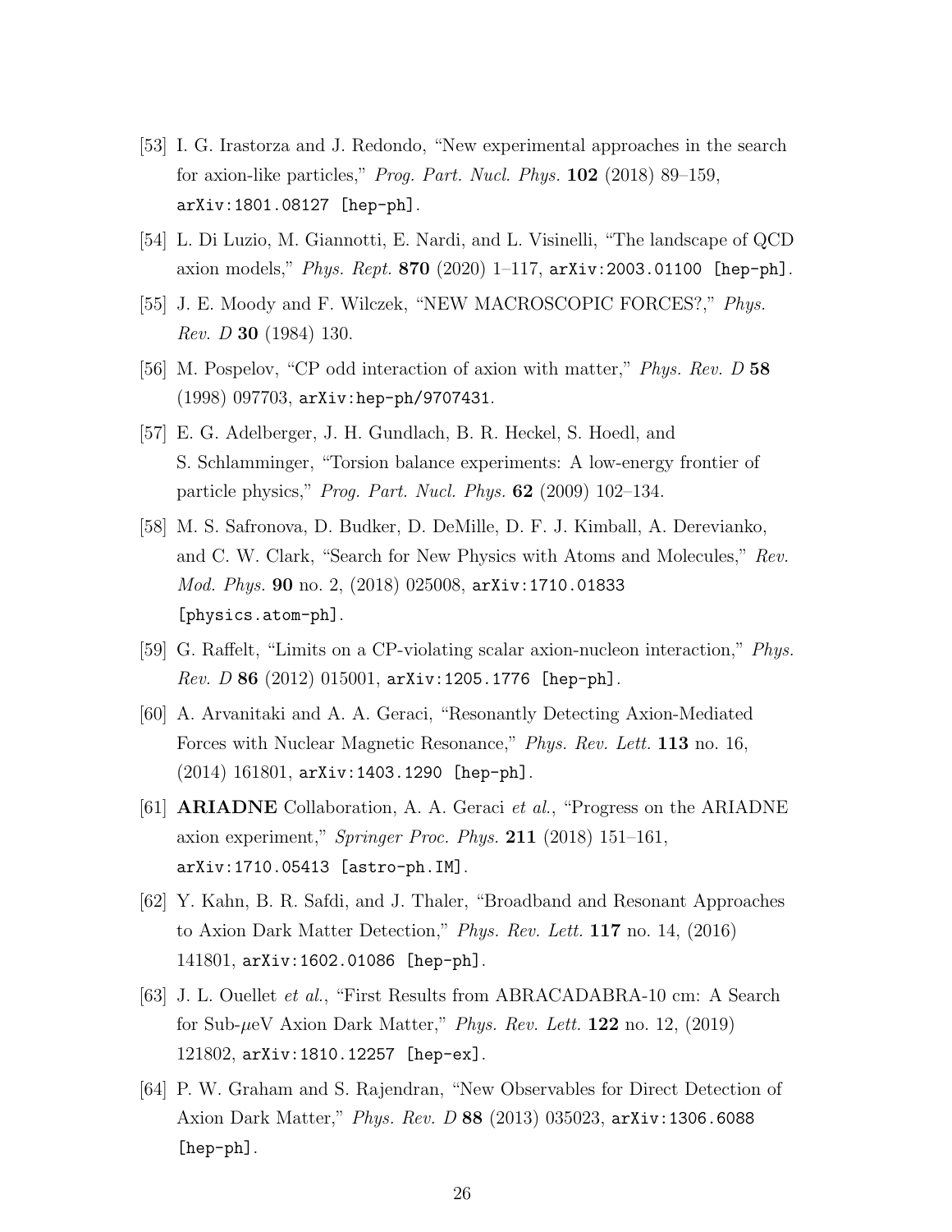[53] I. G. Irastorza and J. Redondo, "New experimental approaches in the search for axion-like particles," *Prog. Part. Nucl. Phys.* **102** (2018) 89–159, `arXiv:1801.08127 [hep-ph]`.

[54] L. Di Luzio, M. Giannotti, E. Nardi, and L. Visinelli, "The landscape of QCD axion models," *Phys. Rept.* **870** (2020) 1–117, `arXiv:2003.01100 [hep-ph]`.

[55] J. E. Moody and F. Wilczek, "NEW MACROSCOPIC FORCES?," *Phys. Rev. D* **30** (1984) 130.

[56] M. Pospelov, "CP odd interaction of axion with matter," *Phys. Rev. D* **58** (1998) 097703, `arXiv:hep-ph/9707431`.

[57] E. G. Adelberger, J. H. Gundlach, B. R. Heckel, S. Hoedl, and S. Schlamminger, "Torsion balance experiments: A low-energy frontier of particle physics," *Prog. Part. Nucl. Phys.* **62** (2009) 102–134.

[58] M. S. Safronova, D. Budker, D. DeMille, D. F. J. Kimball, A. Derevianko, and C. W. Clark, "Search for New Physics with Atoms and Molecules," *Rev. Mod. Phys.* **90** no. 2, (2018) 025008, `arXiv:1710.01833 [physics.atom-ph]`.

[59] G. Raffelt, "Limits on a CP-violating scalar axion-nucleon interaction," *Phys. Rev. D* **86** (2012) 015001, `arXiv:1205.1776 [hep-ph]`.

[60] A. Arvanitaki and A. A. Geraci, "Resonantly Detecting Axion-Mediated Forces with Nuclear Magnetic Resonance," *Phys. Rev. Lett.* **113** no. 16, (2014) 161801, `arXiv:1403.1290 [hep-ph]`.

[61] **ARIADNE** Collaboration, A. A. Geraci *et al.*, "Progress on the ARIADNE axion experiment," *Springer Proc. Phys.* **211** (2018) 151–161, `arXiv:1710.05413 [astro-ph.IM]`.

[62] Y. Kahn, B. R. Safdi, and J. Thaler, "Broadband and Resonant Approaches to Axion Dark Matter Detection," *Phys. Rev. Lett.* **117** no. 14, (2016) 141801, `arXiv:1602.01086 [hep-ph]`.

[63] J. L. Ouellet *et al.*, "First Results from ABRACADABRA-10 cm: A Search for Sub-$\mu$eV Axion Dark Matter," *Phys. Rev. Lett.* **122** no. 12, (2019) 121802, `arXiv:1810.12257 [hep-ex]`.

[64] P. W. Graham and S. Rajendran, "New Observables for Direct Detection of Axion Dark Matter," *Phys. Rev. D* **88** (2013) 035023, `arXiv:1306.6088 [hep-ph]`.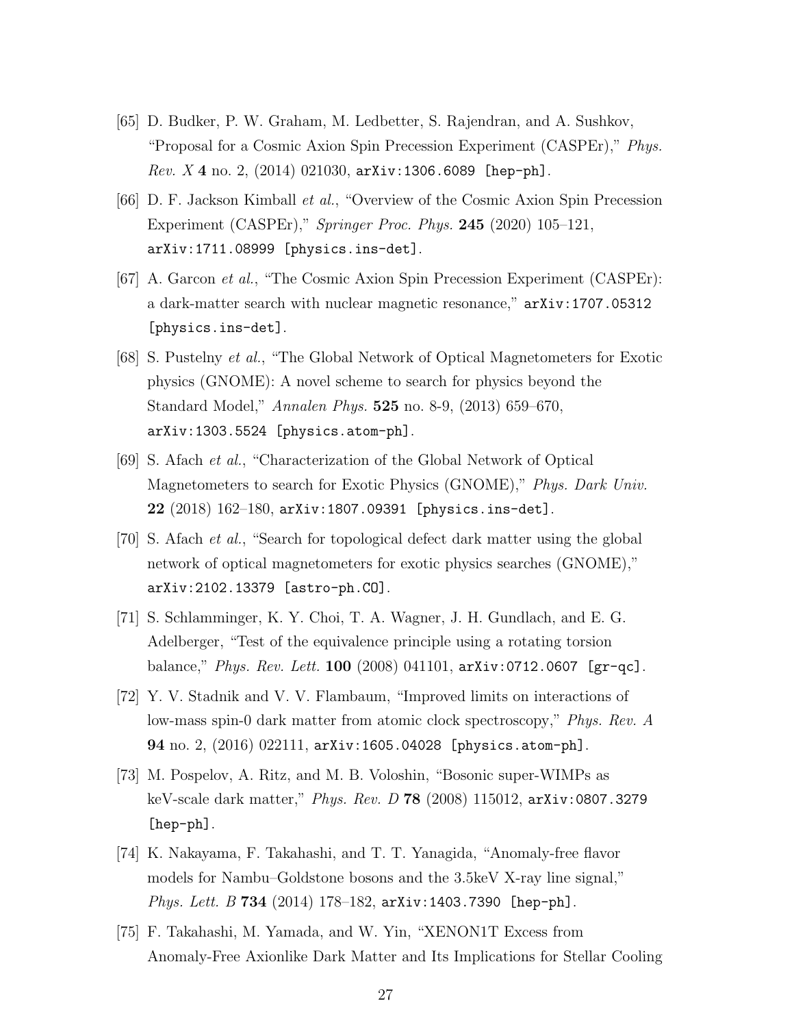[65] D. Budker, P. W. Graham, M. Ledbetter, S. Rajendran, and A. Sushkov, "Proposal for a Cosmic Axion Spin Precession Experiment (CASPEr)," *Phys. Rev. X* **4** no. 2, (2014) 021030, arXiv:1306.6089 [hep-ph].

[66] D. F. Jackson Kimball *et al.*, "Overview of the Cosmic Axion Spin Precession Experiment (CASPEr)," *Springer Proc. Phys.* **245** (2020) 105–121, arXiv:1711.08999 [physics.ins-det].

[67] A. Garcon *et al.*, "The Cosmic Axion Spin Precession Experiment (CASPEr): a dark-matter search with nuclear magnetic resonance," arXiv:1707.05312 [physics.ins-det].

[68] S. Pustelny *et al.*, "The Global Network of Optical Magnetometers for Exotic physics (GNOME): A novel scheme to search for physics beyond the Standard Model," *Annalen Phys.* **525** no. 8-9, (2013) 659–670, arXiv:1303.5524 [physics.atom-ph].

[69] S. Afach *et al.*, "Characterization of the Global Network of Optical Magnetometers to search for Exotic Physics (GNOME)," *Phys. Dark Univ.* **22** (2018) 162–180, arXiv:1807.09391 [physics.ins-det].

[70] S. Afach *et al.*, "Search for topological defect dark matter using the global network of optical magnetometers for exotic physics searches (GNOME)," arXiv:2102.13379 [astro-ph.CO].

[71] S. Schlamminger, K. Y. Choi, T. A. Wagner, J. H. Gundlach, and E. G. Adelberger, "Test of the equivalence principle using a rotating torsion balance," *Phys. Rev. Lett.* **100** (2008) 041101, arXiv:0712.0607 [gr-qc].

[72] Y. V. Stadnik and V. V. Flambaum, "Improved limits on interactions of low-mass spin-0 dark matter from atomic clock spectroscopy," *Phys. Rev. A* **94** no. 2, (2016) 022111, arXiv:1605.04028 [physics.atom-ph].

[73] M. Pospelov, A. Ritz, and M. B. Voloshin, "Bosonic super-WIMPs as keV-scale dark matter," *Phys. Rev. D* **78** (2008) 115012, arXiv:0807.3279 [hep-ph].

[74] K. Nakayama, F. Takahashi, and T. T. Yanagida, "Anomaly-free flavor models for Nambu–Goldstone bosons and the 3.5keV X-ray line signal," *Phys. Lett. B* **734** (2014) 178–182, arXiv:1403.7390 [hep-ph].

[75] F. Takahashi, M. Yamada, and W. Yin, "XENON1T Excess from Anomaly-Free Axionlike Dark Matter and Its Implications for Stellar Cooling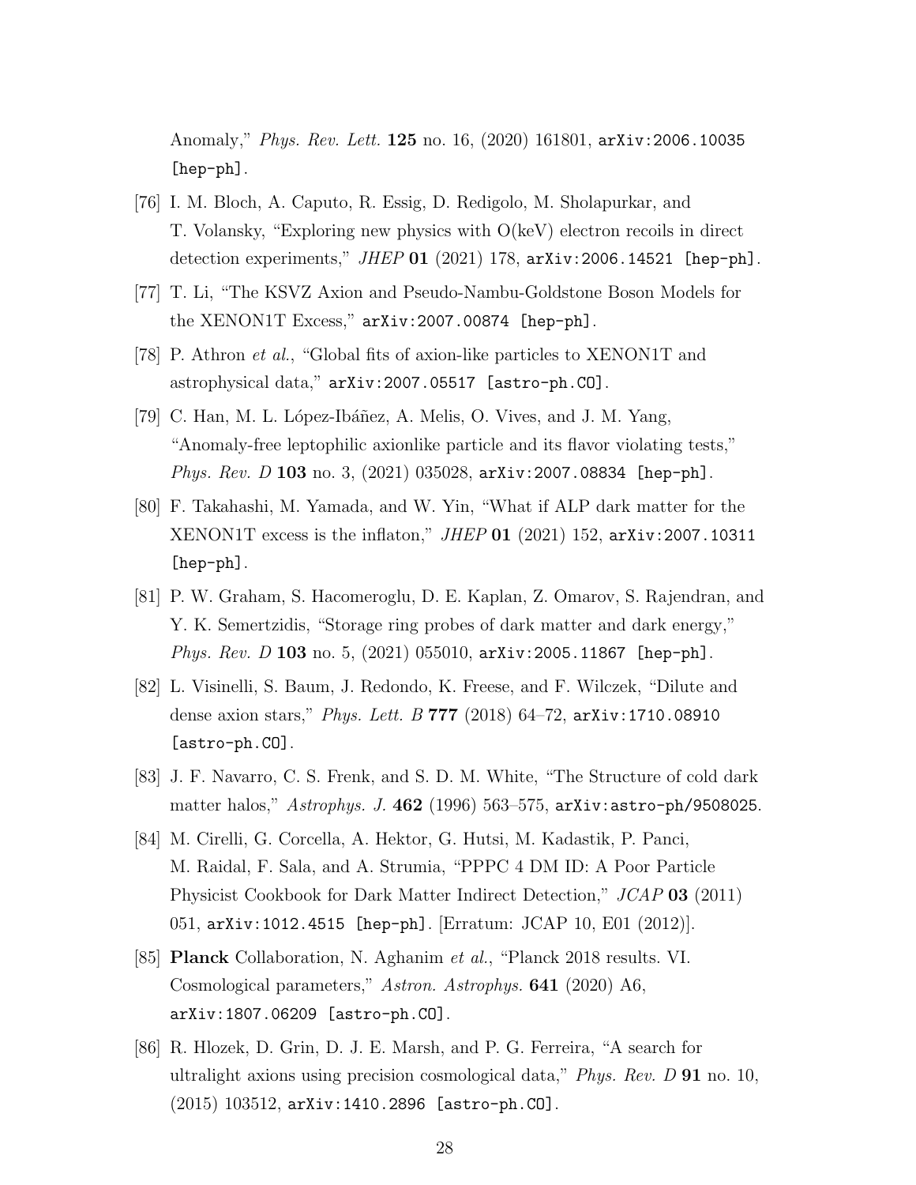Anomaly," *Phys. Rev. Lett.* **125** no. 16, (2020) 161801, arXiv:2006.10035 [hep-ph].

[76] I. M. Bloch, A. Caputo, R. Essig, D. Redigolo, M. Sholapurkar, and T. Volansky, "Exploring new physics with O(keV) electron recoils in direct detection experiments," *JHEP* **01** (2021) 178, arXiv:2006.14521 [hep-ph].

[77] T. Li, "The KSVZ Axion and Pseudo-Nambu-Goldstone Boson Models for the XENON1T Excess," arXiv:2007.00874 [hep-ph].

[78] P. Athron *et al.*, "Global fits of axion-like particles to XENON1T and astrophysical data," arXiv:2007.05517 [astro-ph.CO].

[79] C. Han, M. L. López-Ibáñez, A. Melis, O. Vives, and J. M. Yang, "Anomaly-free leptophilic axionlike particle and its flavor violating tests," *Phys. Rev. D* **103** no. 3, (2021) 035028, arXiv:2007.08834 [hep-ph].

[80] F. Takahashi, M. Yamada, and W. Yin, "What if ALP dark matter for the XENON1T excess is the inflaton," *JHEP* **01** (2021) 152, arXiv:2007.10311 [hep-ph].

[81] P. W. Graham, S. Hacomeroglu, D. E. Kaplan, Z. Omarov, S. Rajendran, and Y. K. Semertzidis, "Storage ring probes of dark matter and dark energy," *Phys. Rev. D* **103** no. 5, (2021) 055010, arXiv:2005.11867 [hep-ph].

[82] L. Visinelli, S. Baum, J. Redondo, K. Freese, and F. Wilczek, "Dilute and dense axion stars," *Phys. Lett. B* **777** (2018) 64–72, arXiv:1710.08910 [astro-ph.CO].

[83] J. F. Navarro, C. S. Frenk, and S. D. M. White, "The Structure of cold dark matter halos," *Astrophys. J.* **462** (1996) 563–575, arXiv:astro-ph/9508025.

[84] M. Cirelli, G. Corcella, A. Hektor, G. Hutsi, M. Kadastik, P. Panci, M. Raidal, F. Sala, and A. Strumia, "PPPC 4 DM ID: A Poor Particle Physicist Cookbook for Dark Matter Indirect Detection," *JCAP* **03** (2011) 051, arXiv:1012.4515 [hep-ph]. [Erratum: JCAP 10, E01 (2012)].

[85] **Planck** Collaboration, N. Aghanim *et al.*, "Planck 2018 results. VI. Cosmological parameters," *Astron. Astrophys.* **641** (2020) A6, arXiv:1807.06209 [astro-ph.CO].

[86] R. Hlozek, D. Grin, D. J. E. Marsh, and P. G. Ferreira, "A search for ultralight axions using precision cosmological data," *Phys. Rev. D* **91** no. 10, (2015) 103512, arXiv:1410.2896 [astro-ph.CO].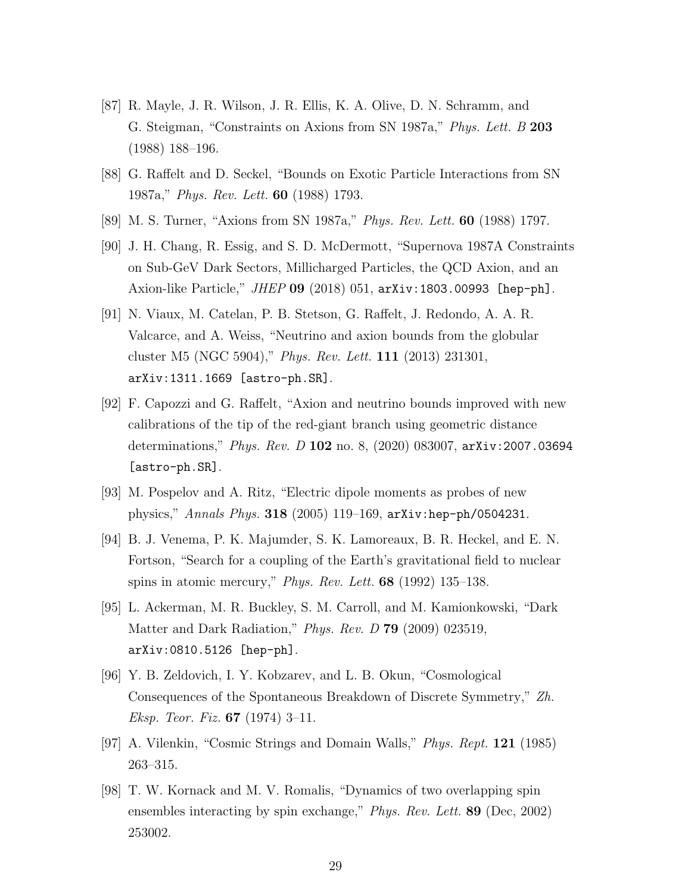[87] R. Mayle, J. R. Wilson, J. R. Ellis, K. A. Olive, D. N. Schramm, and G. Steigman, "Constraints on Axions from SN 1987a," *Phys. Lett. B* **203** (1988) 188–196.

[88] G. Raffelt and D. Seckel, "Bounds on Exotic Particle Interactions from SN 1987a," *Phys. Rev. Lett.* **60** (1988) 1793.

[89] M. S. Turner, "Axions from SN 1987a," *Phys. Rev. Lett.* **60** (1988) 1797.

[90] J. H. Chang, R. Essig, and S. D. McDermott, "Supernova 1987A Constraints on Sub-GeV Dark Sectors, Millicharged Particles, the QCD Axion, and an Axion-like Particle," *JHEP* **09** (2018) 051, `arXiv:1803.00993 [hep-ph]`.

[91] N. Viaux, M. Catelan, P. B. Stetson, G. Raffelt, J. Redondo, A. A. R. Valcarce, and A. Weiss, "Neutrino and axion bounds from the globular cluster M5 (NGC 5904)," *Phys. Rev. Lett.* **111** (2013) 231301, `arXiv:1311.1669 [astro-ph.SR]`.

[92] F. Capozzi and G. Raffelt, "Axion and neutrino bounds improved with new calibrations of the tip of the red-giant branch using geometric distance determinations," *Phys. Rev. D* **102** no. 8, (2020) 083007, `arXiv:2007.03694 [astro-ph.SR]`.

[93] M. Pospelov and A. Ritz, "Electric dipole moments as probes of new physics," *Annals Phys.* **318** (2005) 119–169, `arXiv:hep-ph/0504231`.

[94] B. J. Venema, P. K. Majumder, S. K. Lamoreaux, B. R. Heckel, and E. N. Fortson, "Search for a coupling of the Earth's gravitational field to nuclear spins in atomic mercury," *Phys. Rev. Lett.* **68** (1992) 135–138.

[95] L. Ackerman, M. R. Buckley, S. M. Carroll, and M. Kamionkowski, "Dark Matter and Dark Radiation," *Phys. Rev. D* **79** (2009) 023519, `arXiv:0810.5126 [hep-ph]`.

[96] Y. B. Zeldovich, I. Y. Kobzarev, and L. B. Okun, "Cosmological Consequences of the Spontaneous Breakdown of Discrete Symmetry," *Zh. Eksp. Teor. Fiz.* **67** (1974) 3–11.

[97] A. Vilenkin, "Cosmic Strings and Domain Walls," *Phys. Rept.* **121** (1985) 263–315.

[98] T. W. Kornack and M. V. Romalis, "Dynamics of two overlapping spin ensembles interacting by spin exchange," *Phys. Rev. Lett.* **89** (Dec, 2002) 253002.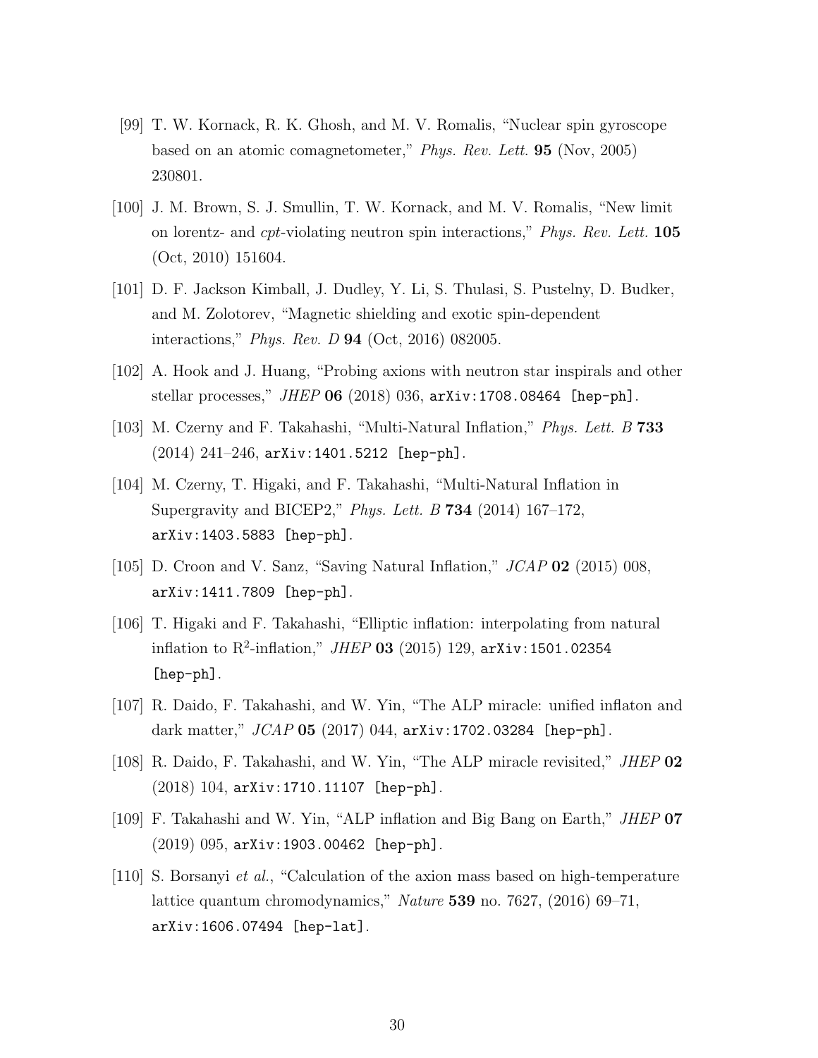[99] T. W. Kornack, R. K. Ghosh, and M. V. Romalis, "Nuclear spin gyroscope based on an atomic comagnetometer," *Phys. Rev. Lett.* **95** (Nov, 2005) 230801.

[100] J. M. Brown, S. J. Smullin, T. W. Kornack, and M. V. Romalis, "New limit on lorentz- and *cpt*-violating neutron spin interactions," *Phys. Rev. Lett.* **105** (Oct, 2010) 151604.

[101] D. F. Jackson Kimball, J. Dudley, Y. Li, S. Thulasi, S. Pustelny, D. Budker, and M. Zolotorev, "Magnetic shielding and exotic spin-dependent interactions," *Phys. Rev. D* **94** (Oct, 2016) 082005.

[102] A. Hook and J. Huang, "Probing axions with neutron star inspirals and other stellar processes," *JHEP* **06** (2018) 036, `arXiv:1708.08464 [hep-ph]`.

[103] M. Czerny and F. Takahashi, "Multi-Natural Inflation," *Phys. Lett. B* **733** (2014) 241–246, `arXiv:1401.5212 [hep-ph]`.

[104] M. Czerny, T. Higaki, and F. Takahashi, "Multi-Natural Inflation in Supergravity and BICEP2," *Phys. Lett. B* **734** (2014) 167–172, `arXiv:1403.5883 [hep-ph]`.

[105] D. Croon and V. Sanz, "Saving Natural Inflation," *JCAP* **02** (2015) 008, `arXiv:1411.7809 [hep-ph]`.

[106] T. Higaki and F. Takahashi, "Elliptic inflation: interpolating from natural inflation to $R^2$-inflation," *JHEP* **03** (2015) 129, `arXiv:1501.02354 [hep-ph]`.

[107] R. Daido, F. Takahashi, and W. Yin, "The ALP miracle: unified inflaton and dark matter," *JCAP* **05** (2017) 044, `arXiv:1702.03284 [hep-ph]`.

[108] R. Daido, F. Takahashi, and W. Yin, "The ALP miracle revisited," *JHEP* **02** (2018) 104, `arXiv:1710.11107 [hep-ph]`.

[109] F. Takahashi and W. Yin, "ALP inflation and Big Bang on Earth," *JHEP* **07** (2019) 095, `arXiv:1903.00462 [hep-ph]`.

[110] S. Borsanyi *et al.*, "Calculation of the axion mass based on high-temperature lattice quantum chromodynamics," *Nature* **539** no. 7627, (2016) 69–71, `arXiv:1606.07494 [hep-lat]`.